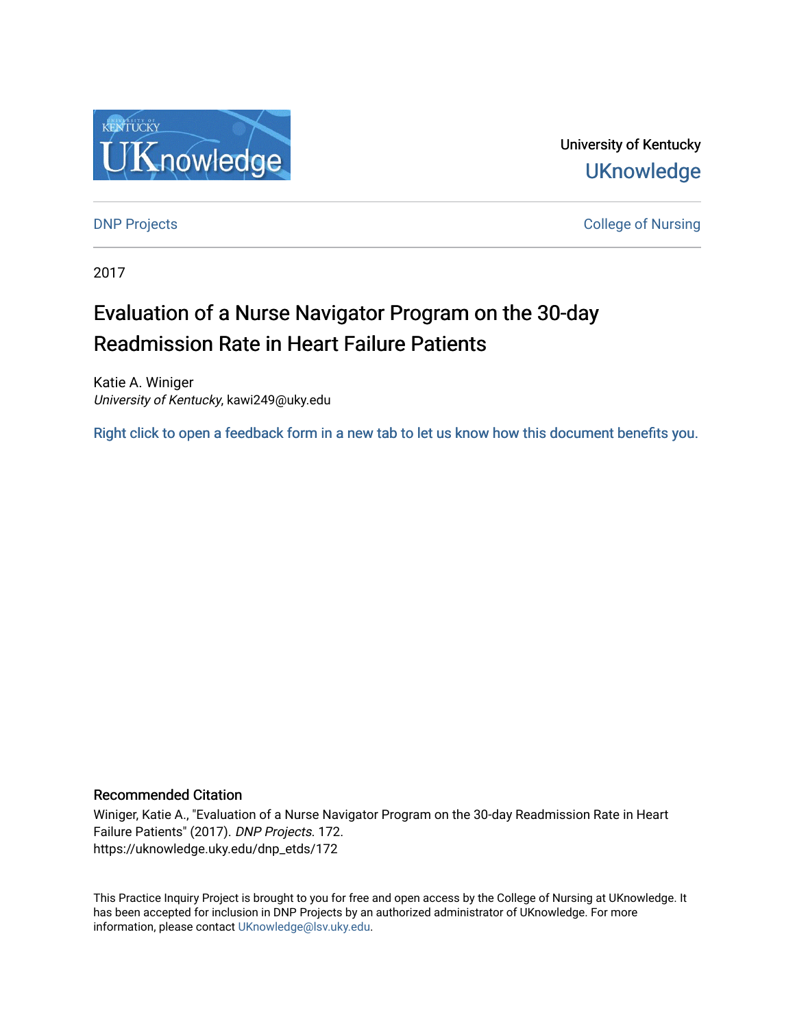University of Kentucky

UKnowledge

DNP Projects

College of Nursing

2017

# Evaluation of a Nurse Navigator Program on the 30-day Readmission Rate in Heart Failure Patients

Katie A. Winiger
*University of Kentucky*, kawi249@uky.edu

Right click to open a feedback form in a new tab to let us know how this document benefits you.

## Recommended Citation

Winiger, Katie A., "Evaluation of a Nurse Navigator Program on the 30-day Readmission Rate in Heart Failure Patients" (2017). *DNP Projects*. 172.
https://uknowledge.uky.edu/dnp_etds/172

This Practice Inquiry Project is brought to you for free and open access by the College of Nursing at UKnowledge. It has been accepted for inclusion in DNP Projects by an authorized administrator of UKnowledge. For more information, please contact UKnowledge@lsv.uky.edu.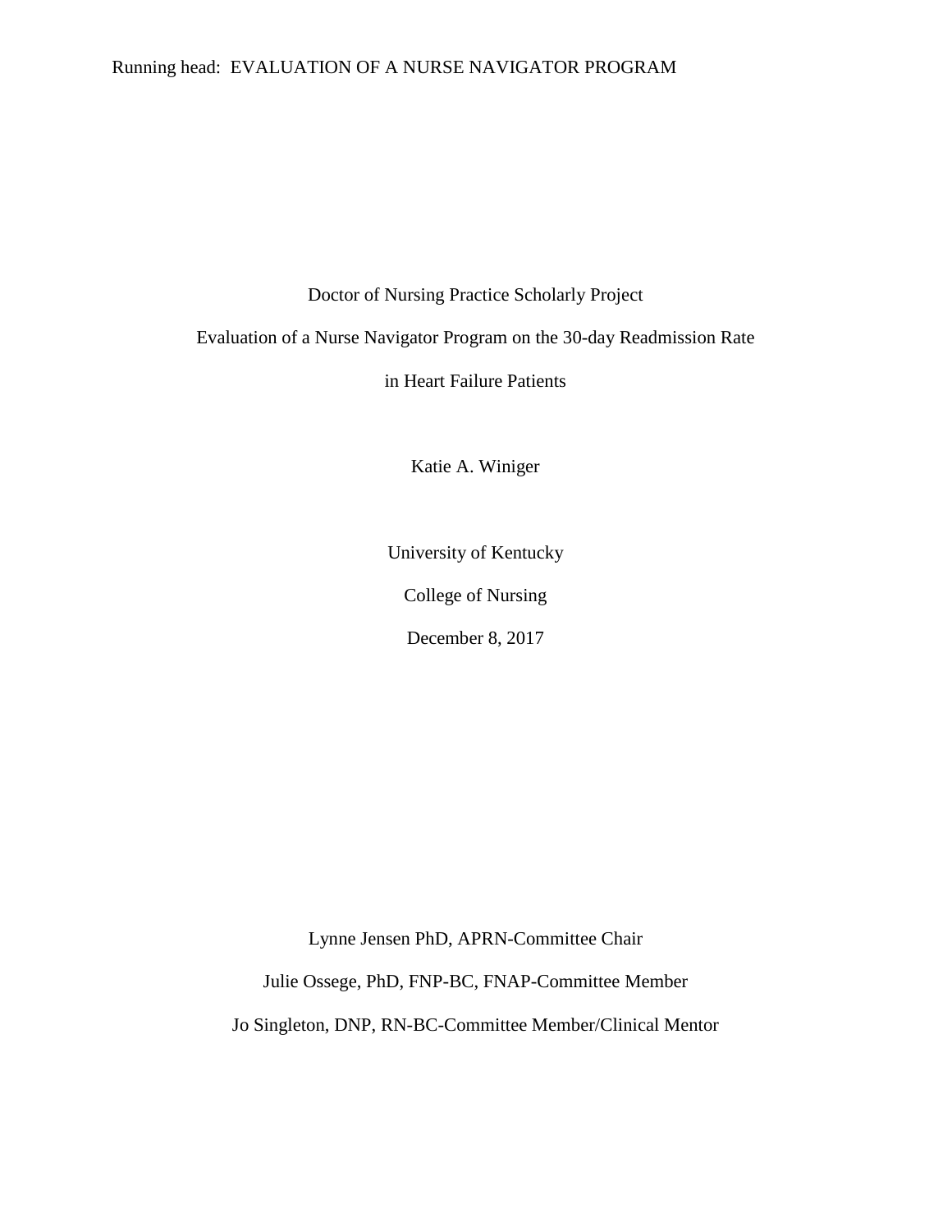Doctor of Nursing Practice Scholarly Project

Evaluation of a Nurse Navigator Program on the 30-day Readmission Rate

in Heart Failure Patients

Katie A. Winiger

University of Kentucky

College of Nursing

December 8, 2017

Lynne Jensen PhD, APRN-Committee Chair

Julie Ossege, PhD, FNP-BC, FNAP-Committee Member

Jo Singleton, DNP, RN-BC-Committee Member/Clinical Mentor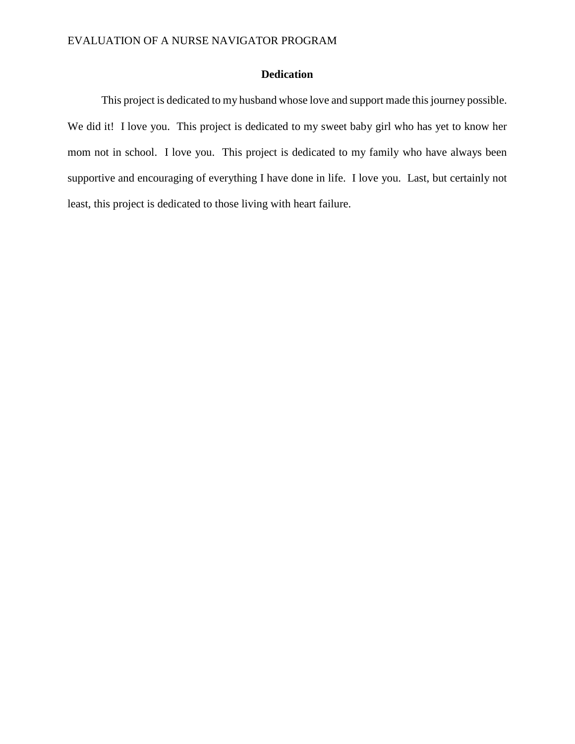# Dedication

This project is dedicated to my husband whose love and support made this journey possible. We did it! I love you. This project is dedicated to my sweet baby girl who has yet to know her mom not in school. I love you. This project is dedicated to my family who have always been supportive and encouraging of everything I have done in life. I love you. Last, but certainly not least, this project is dedicated to those living with heart failure.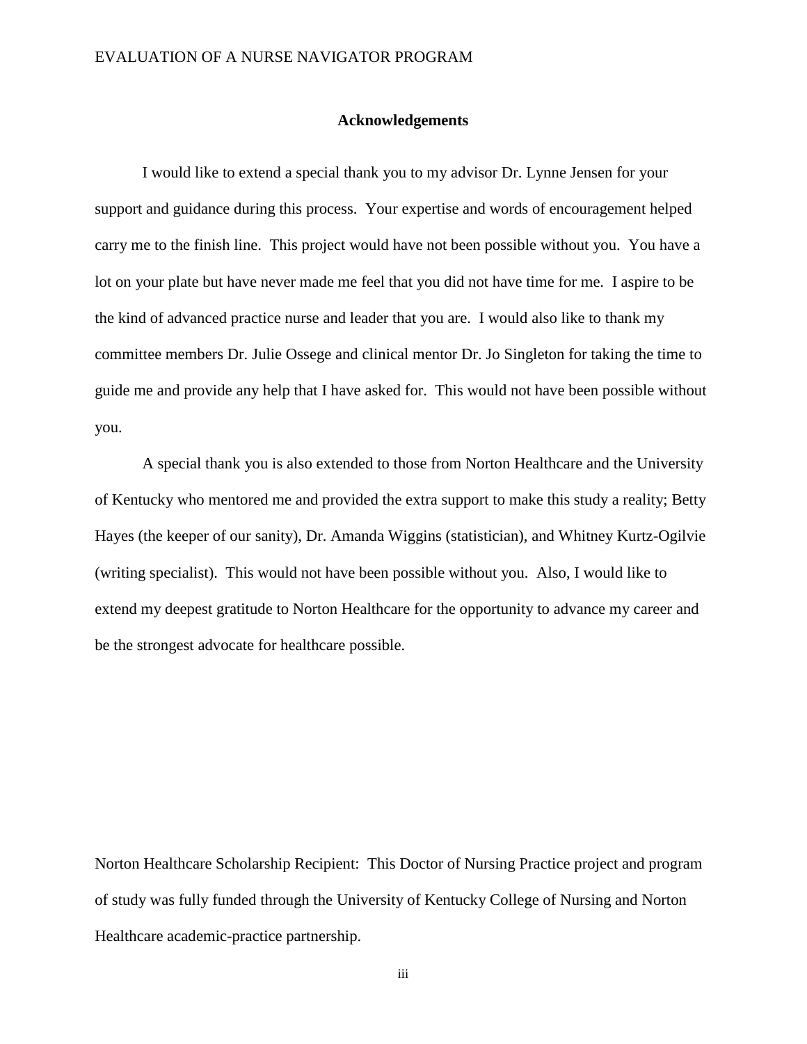## Acknowledgements

I would like to extend a special thank you to my advisor Dr. Lynne Jensen for your support and guidance during this process. Your expertise and words of encouragement helped carry me to the finish line. This project would have not been possible without you. You have a lot on your plate but have never made me feel that you did not have time for me. I aspire to be the kind of advanced practice nurse and leader that you are. I would also like to thank my committee members Dr. Julie Ossege and clinical mentor Dr. Jo Singleton for taking the time to guide me and provide any help that I have asked for. This would not have been possible without you.

A special thank you is also extended to those from Norton Healthcare and the University of Kentucky who mentored me and provided the extra support to make this study a reality; Betty Hayes (the keeper of our sanity), Dr. Amanda Wiggins (statistician), and Whitney Kurtz-Ogilvie (writing specialist). This would not have been possible without you. Also, I would like to extend my deepest gratitude to Norton Healthcare for the opportunity to advance my career and be the strongest advocate for healthcare possible.

Norton Healthcare Scholarship Recipient: This Doctor of Nursing Practice project and program of study was fully funded through the University of Kentucky College of Nursing and Norton Healthcare academic-practice partnership.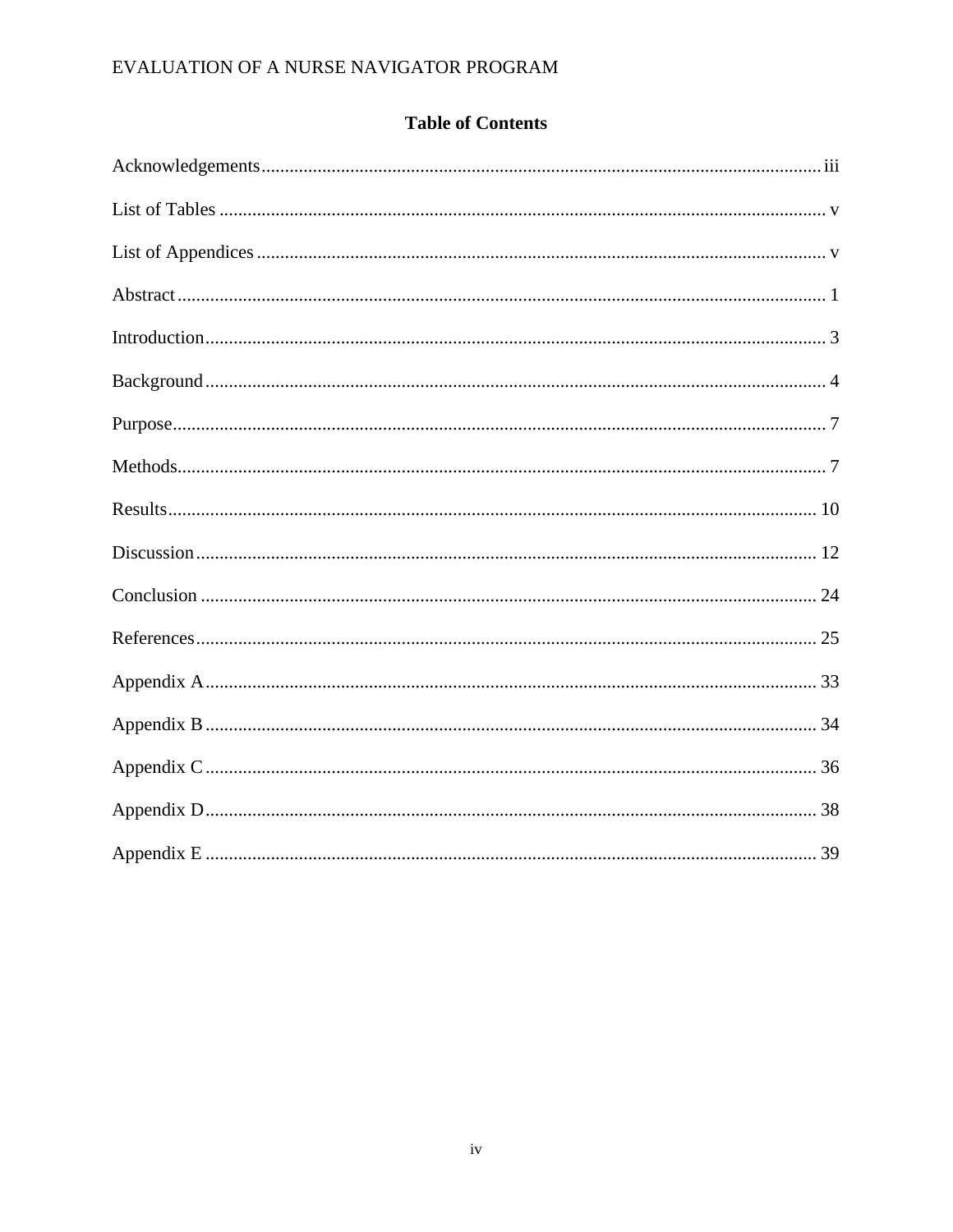## Table of Contents

| | |
|---|---|
| Acknowledgements | iii |
| List of Tables | v |
| List of Appendices | v |
| Abstract | 1 |
| Introduction | 3 |
| Background | 4 |
| Purpose | 7 |
| Methods | 7 |
| Results | 10 |
| Discussion | 12 |
| Conclusion | 24 |
| References | 25 |
| Appendix A | 33 |
| Appendix B | 34 |
| Appendix C | 36 |
| Appendix D | 38 |
| Appendix E | 39 |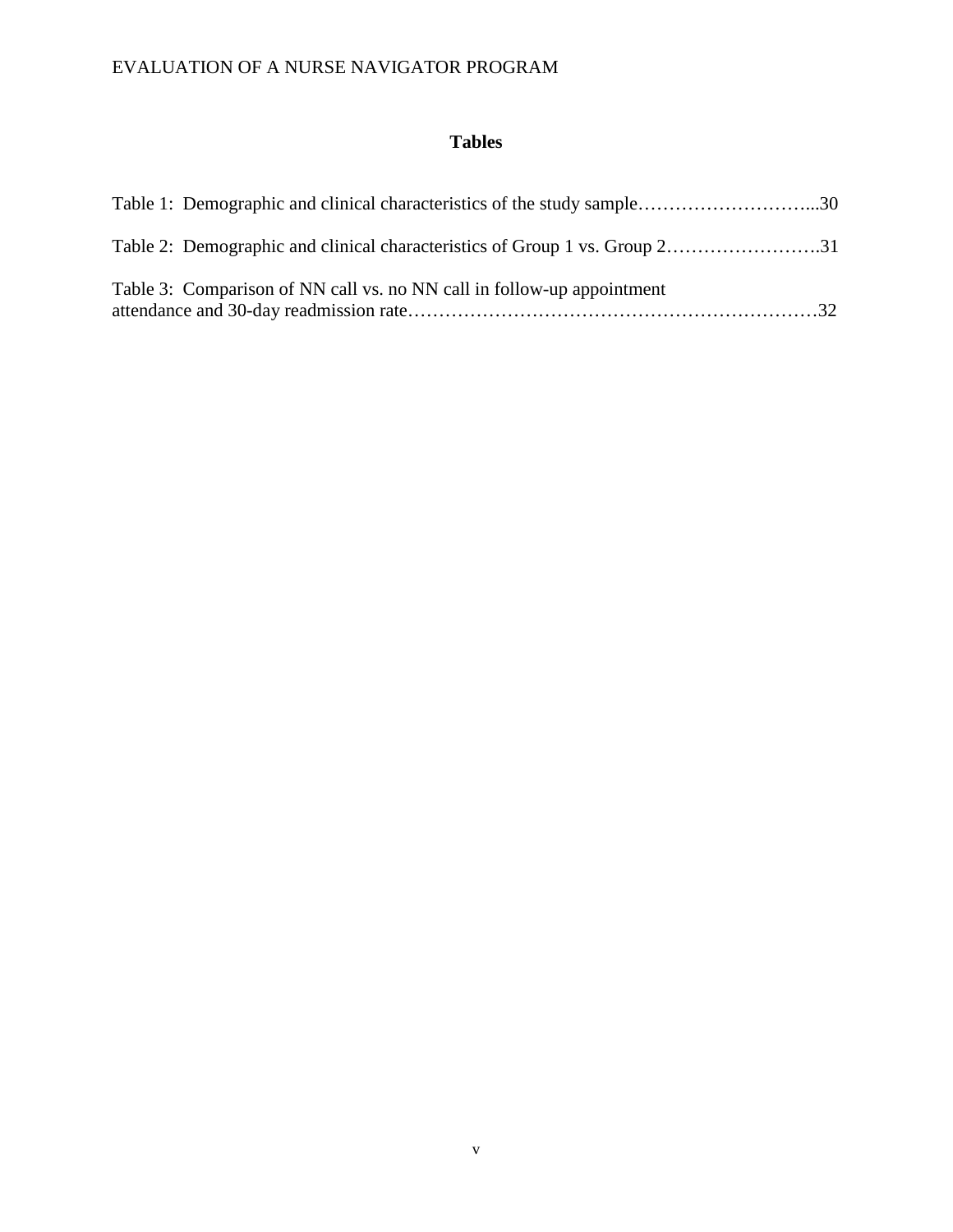# Tables

Table 1: Demographic and clinical characteristics of the study sample………………………...30

Table 2: Demographic and clinical characteristics of Group 1 vs. Group 2…………………….31

Table 3: Comparison of NN call vs. no NN call in follow-up appointment attendance and 30-day readmission rate………………………………………………………32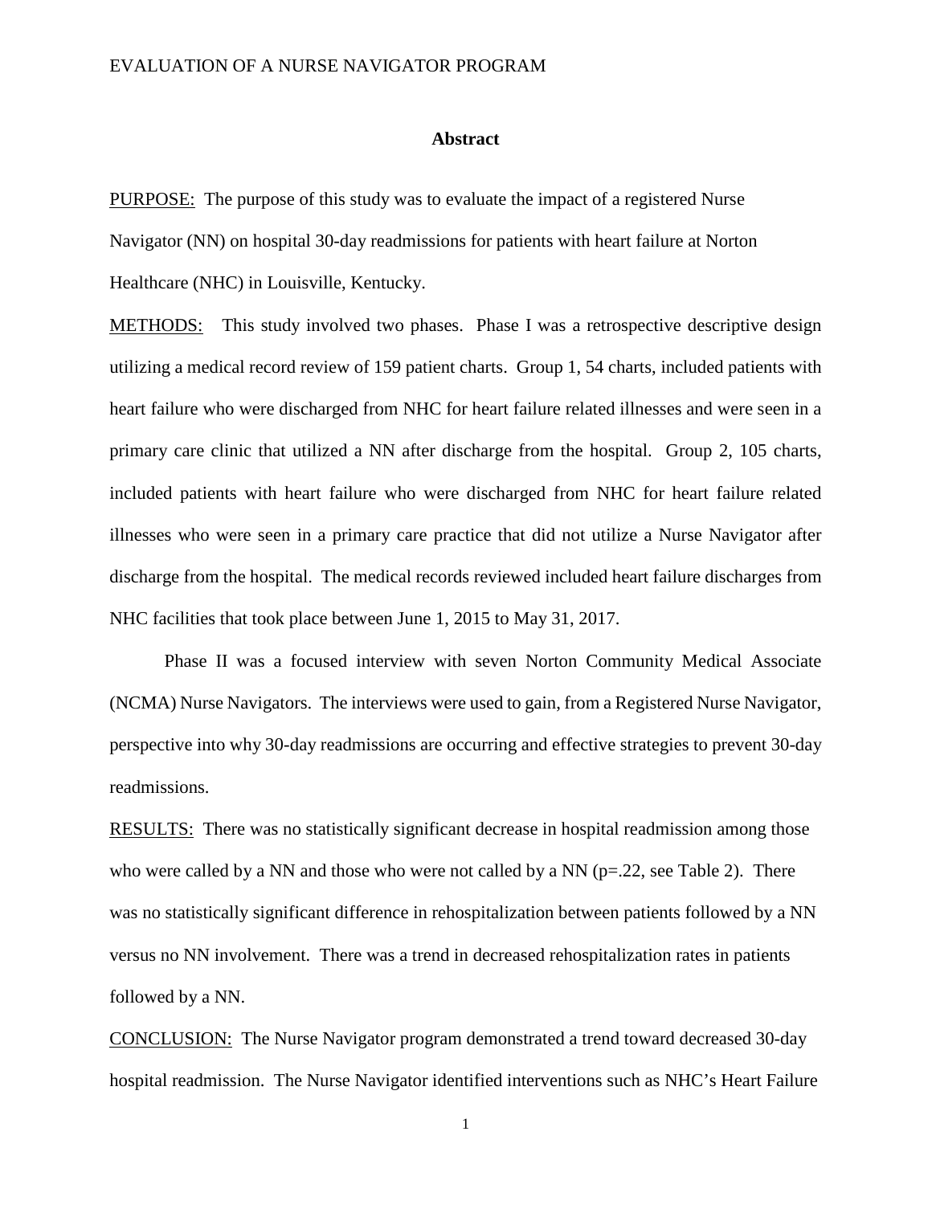## Abstract

PURPOSE: The purpose of this study was to evaluate the impact of a registered Nurse Navigator (NN) on hospital 30-day readmissions for patients with heart failure at Norton Healthcare (NHC) in Louisville, Kentucky.

METHODS: This study involved two phases. Phase I was a retrospective descriptive design utilizing a medical record review of 159 patient charts. Group 1, 54 charts, included patients with heart failure who were discharged from NHC for heart failure related illnesses and were seen in a primary care clinic that utilized a NN after discharge from the hospital. Group 2, 105 charts, included patients with heart failure who were discharged from NHC for heart failure related illnesses who were seen in a primary care practice that did not utilize a Nurse Navigator after discharge from the hospital. The medical records reviewed included heart failure discharges from NHC facilities that took place between June 1, 2015 to May 31, 2017.

Phase II was a focused interview with seven Norton Community Medical Associate (NCMA) Nurse Navigators. The interviews were used to gain, from a Registered Nurse Navigator, perspective into why 30-day readmissions are occurring and effective strategies to prevent 30-day readmissions.

RESULTS: There was no statistically significant decrease in hospital readmission among those who were called by a NN and those who were not called by a NN ($p=.22$, see Table 2). There was no statistically significant difference in rehospitalization between patients followed by a NN versus no NN involvement. There was a trend in decreased rehospitalization rates in patients followed by a NN.

CONCLUSION: The Nurse Navigator program demonstrated a trend toward decreased 30-day hospital readmission. The Nurse Navigator identified interventions such as NHC's Heart Failure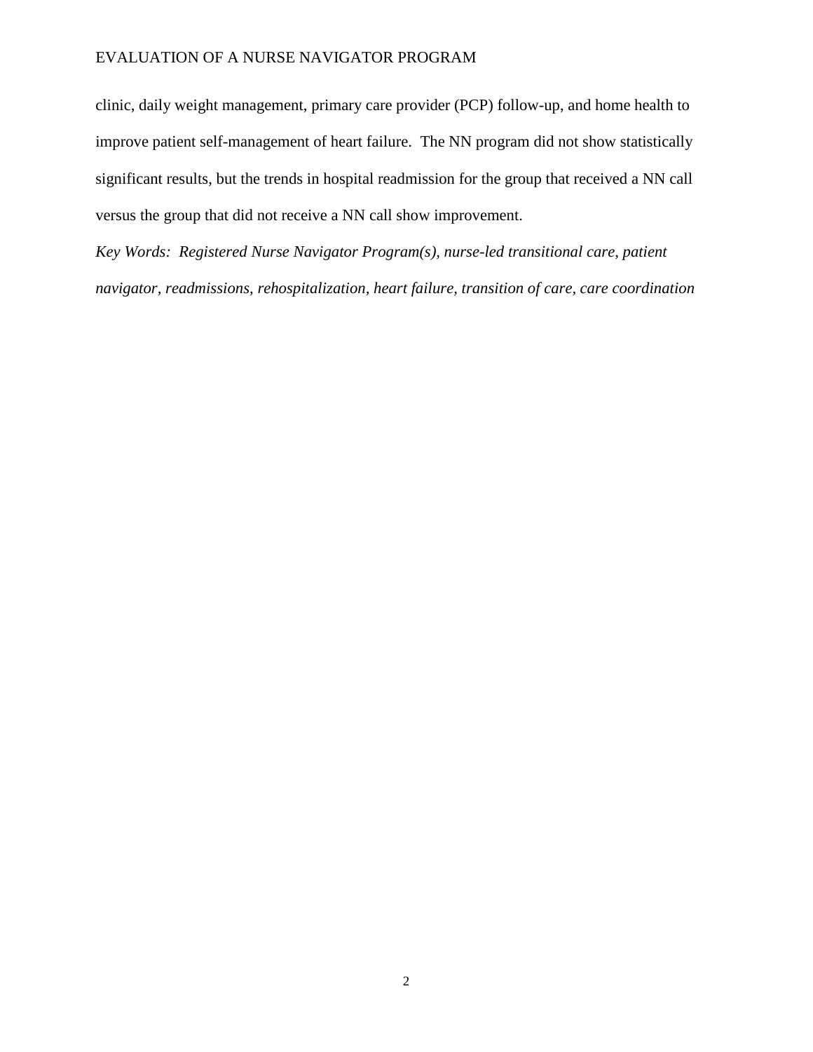clinic, daily weight management, primary care provider (PCP) follow-up, and home health to improve patient self-management of heart failure. The NN program did not show statistically significant results, but the trends in hospital readmission for the group that received a NN call versus the group that did not receive a NN call show improvement.

*Key Words: Registered Nurse Navigator Program(s), nurse-led transitional care, patient navigator, readmissions, rehospitalization, heart failure, transition of care, care coordination*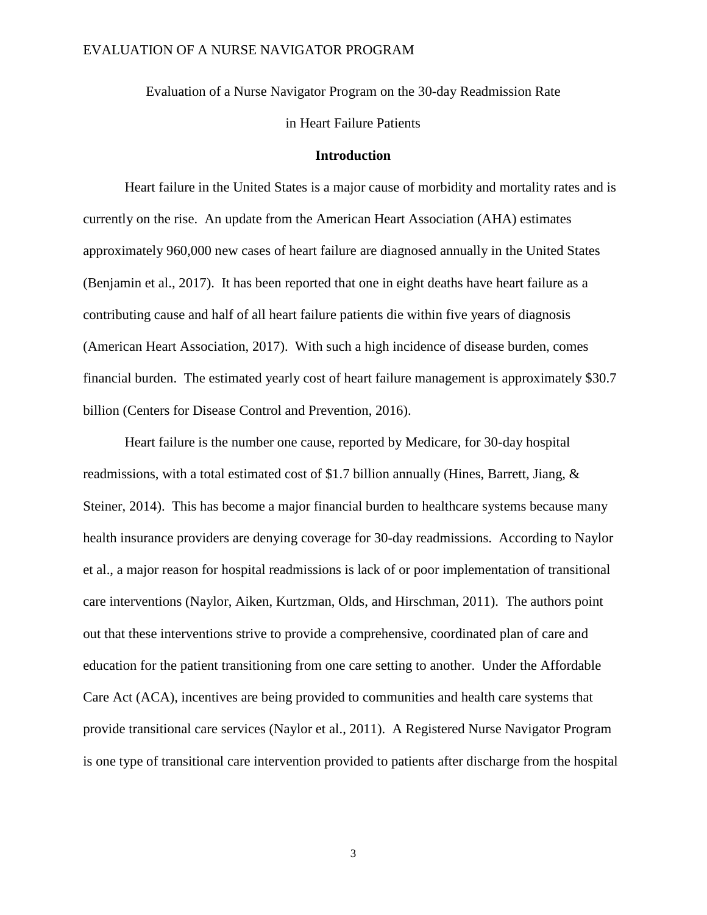Evaluation of a Nurse Navigator Program on the 30-day Readmission Rate

in Heart Failure Patients

## Introduction

Heart failure in the United States is a major cause of morbidity and mortality rates and is currently on the rise. An update from the American Heart Association (AHA) estimates approximately 960,000 new cases of heart failure are diagnosed annually in the United States (Benjamin et al., 2017). It has been reported that one in eight deaths have heart failure as a contributing cause and half of all heart failure patients die within five years of diagnosis (American Heart Association, 2017). With such a high incidence of disease burden, comes financial burden. The estimated yearly cost of heart failure management is approximately $30.7 billion (Centers for Disease Control and Prevention, 2016).

Heart failure is the number one cause, reported by Medicare, for 30-day hospital readmissions, with a total estimated cost of $1.7 billion annually (Hines, Barrett, Jiang, & Steiner, 2014). This has become a major financial burden to healthcare systems because many health insurance providers are denying coverage for 30-day readmissions. According to Naylor et al., a major reason for hospital readmissions is lack of or poor implementation of transitional care interventions (Naylor, Aiken, Kurtzman, Olds, and Hirschman, 2011). The authors point out that these interventions strive to provide a comprehensive, coordinated plan of care and education for the patient transitioning from one care setting to another. Under the Affordable Care Act (ACA), incentives are being provided to communities and health care systems that provide transitional care services (Naylor et al., 2011). A Registered Nurse Navigator Program is one type of transitional care intervention provided to patients after discharge from the hospital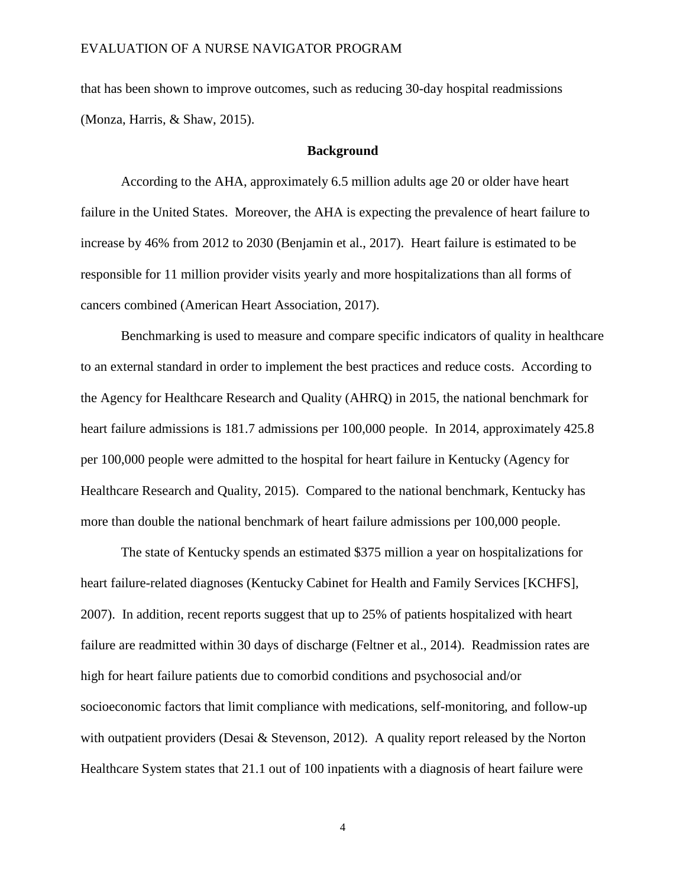that has been shown to improve outcomes, such as reducing 30-day hospital readmissions (Monza, Harris, & Shaw, 2015).

## Background

According to the AHA, approximately 6.5 million adults age 20 or older have heart failure in the United States. Moreover, the AHA is expecting the prevalence of heart failure to increase by 46% from 2012 to 2030 (Benjamin et al., 2017). Heart failure is estimated to be responsible for 11 million provider visits yearly and more hospitalizations than all forms of cancers combined (American Heart Association, 2017).

Benchmarking is used to measure and compare specific indicators of quality in healthcare to an external standard in order to implement the best practices and reduce costs. According to the Agency for Healthcare Research and Quality (AHRQ) in 2015, the national benchmark for heart failure admissions is 181.7 admissions per 100,000 people. In 2014, approximately 425.8 per 100,000 people were admitted to the hospital for heart failure in Kentucky (Agency for Healthcare Research and Quality, 2015). Compared to the national benchmark, Kentucky has more than double the national benchmark of heart failure admissions per 100,000 people.

The state of Kentucky spends an estimated $375 million a year on hospitalizations for heart failure-related diagnoses (Kentucky Cabinet for Health and Family Services [KCHFS], 2007). In addition, recent reports suggest that up to 25% of patients hospitalized with heart failure are readmitted within 30 days of discharge (Feltner et al., 2014). Readmission rates are high for heart failure patients due to comorbid conditions and psychosocial and/or socioeconomic factors that limit compliance with medications, self-monitoring, and follow-up with outpatient providers (Desai & Stevenson, 2012). A quality report released by the Norton Healthcare System states that 21.1 out of 100 inpatients with a diagnosis of heart failure were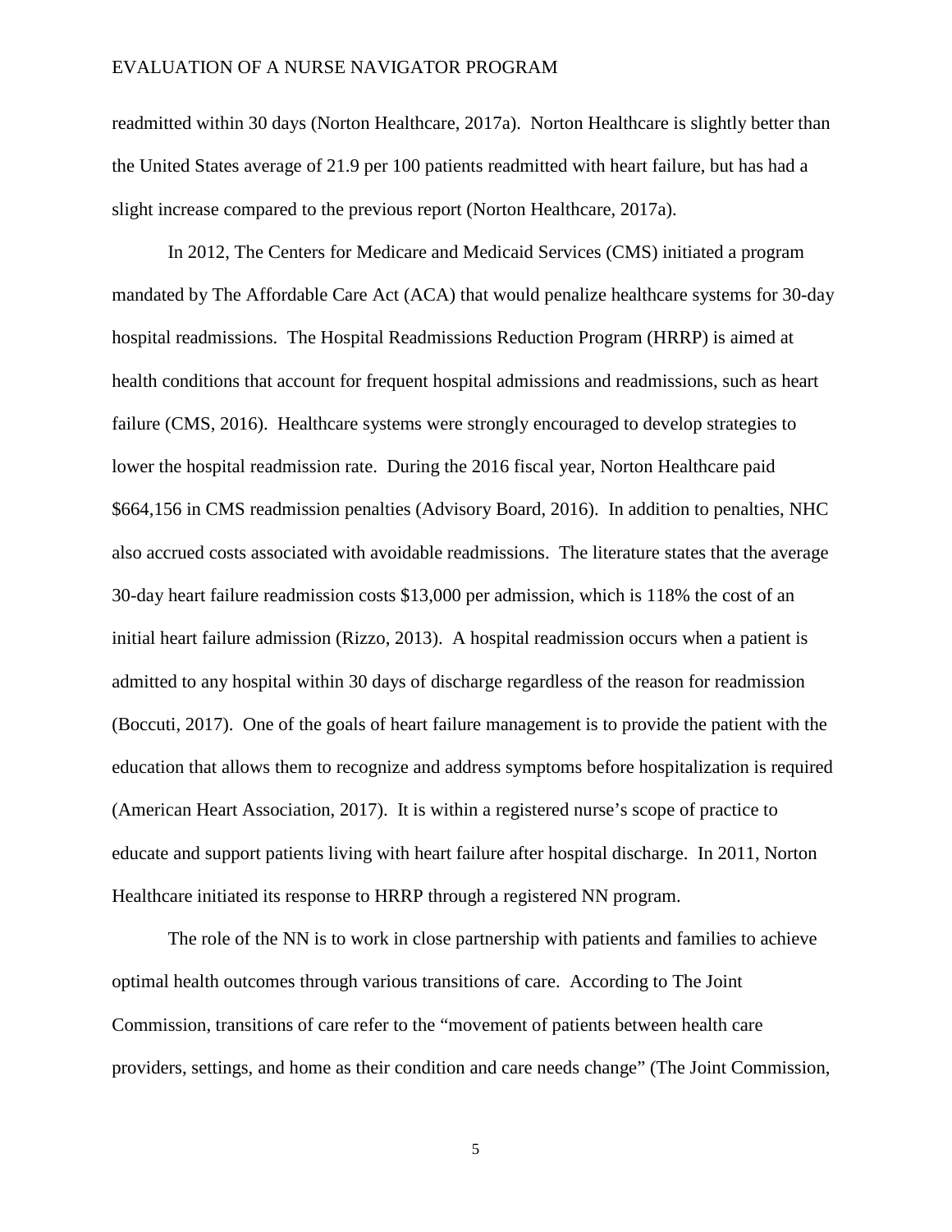readmitted within 30 days (Norton Healthcare, 2017a). Norton Healthcare is slightly better than the United States average of 21.9 per 100 patients readmitted with heart failure, but has had a slight increase compared to the previous report (Norton Healthcare, 2017a).

In 2012, The Centers for Medicare and Medicaid Services (CMS) initiated a program mandated by The Affordable Care Act (ACA) that would penalize healthcare systems for 30-day hospital readmissions. The Hospital Readmissions Reduction Program (HRRP) is aimed at health conditions that account for frequent hospital admissions and readmissions, such as heart failure (CMS, 2016). Healthcare systems were strongly encouraged to develop strategies to lower the hospital readmission rate. During the 2016 fiscal year, Norton Healthcare paid $664,156 in CMS readmission penalties (Advisory Board, 2016). In addition to penalties, NHC also accrued costs associated with avoidable readmissions. The literature states that the average 30-day heart failure readmission costs $13,000 per admission, which is 118% the cost of an initial heart failure admission (Rizzo, 2013). A hospital readmission occurs when a patient is admitted to any hospital within 30 days of discharge regardless of the reason for readmission (Boccuti, 2017). One of the goals of heart failure management is to provide the patient with the education that allows them to recognize and address symptoms before hospitalization is required (American Heart Association, 2017). It is within a registered nurse's scope of practice to educate and support patients living with heart failure after hospital discharge. In 2011, Norton Healthcare initiated its response to HRRP through a registered NN program.

The role of the NN is to work in close partnership with patients and families to achieve optimal health outcomes through various transitions of care. According to The Joint Commission, transitions of care refer to the "movement of patients between health care providers, settings, and home as their condition and care needs change" (The Joint Commission,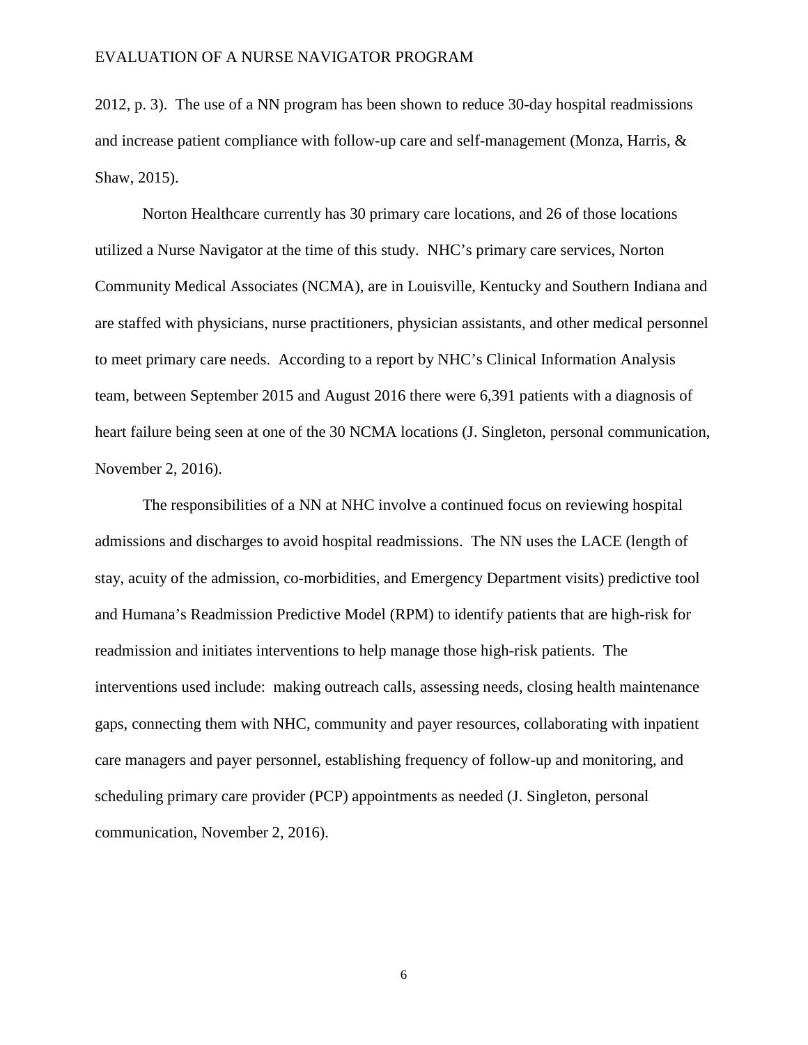2012, p. 3). The use of a NN program has been shown to reduce 30-day hospital readmissions and increase patient compliance with follow-up care and self-management (Monza, Harris, & Shaw, 2015).

Norton Healthcare currently has 30 primary care locations, and 26 of those locations utilized a Nurse Navigator at the time of this study. NHC's primary care services, Norton Community Medical Associates (NCMA), are in Louisville, Kentucky and Southern Indiana and are staffed with physicians, nurse practitioners, physician assistants, and other medical personnel to meet primary care needs. According to a report by NHC's Clinical Information Analysis team, between September 2015 and August 2016 there were 6,391 patients with a diagnosis of heart failure being seen at one of the 30 NCMA locations (J. Singleton, personal communication, November 2, 2016).

The responsibilities of a NN at NHC involve a continued focus on reviewing hospital admissions and discharges to avoid hospital readmissions. The NN uses the LACE (length of stay, acuity of the admission, co-morbidities, and Emergency Department visits) predictive tool and Humana's Readmission Predictive Model (RPM) to identify patients that are high-risk for readmission and initiates interventions to help manage those high-risk patients. The interventions used include: making outreach calls, assessing needs, closing health maintenance gaps, connecting them with NHC, community and payer resources, collaborating with inpatient care managers and payer personnel, establishing frequency of follow-up and monitoring, and scheduling primary care provider (PCP) appointments as needed (J. Singleton, personal communication, November 2, 2016).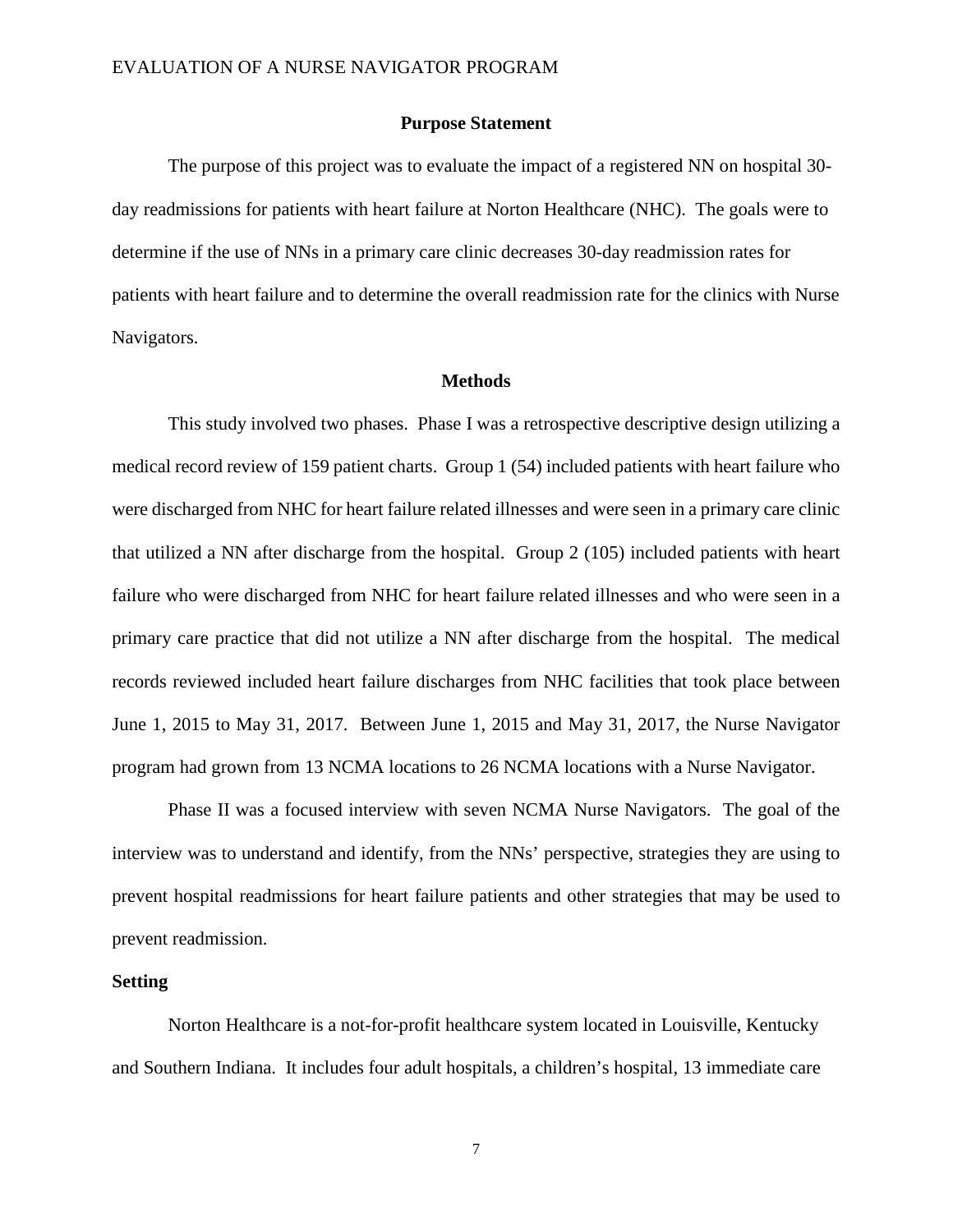## Purpose Statement

The purpose of this project was to evaluate the impact of a registered NN on hospital 30-day readmissions for patients with heart failure at Norton Healthcare (NHC). The goals were to determine if the use of NNs in a primary care clinic decreases 30-day readmission rates for patients with heart failure and to determine the overall readmission rate for the clinics with Nurse Navigators.

## Methods

This study involved two phases. Phase I was a retrospective descriptive design utilizing a medical record review of 159 patient charts. Group 1 (54) included patients with heart failure who were discharged from NHC for heart failure related illnesses and were seen in a primary care clinic that utilized a NN after discharge from the hospital. Group 2 (105) included patients with heart failure who were discharged from NHC for heart failure related illnesses and who were seen in a primary care practice that did not utilize a NN after discharge from the hospital. The medical records reviewed included heart failure discharges from NHC facilities that took place between June 1, 2015 to May 31, 2017. Between June 1, 2015 and May 31, 2017, the Nurse Navigator program had grown from 13 NCMA locations to 26 NCMA locations with a Nurse Navigator.

Phase II was a focused interview with seven NCMA Nurse Navigators. The goal of the interview was to understand and identify, from the NNs' perspective, strategies they are using to prevent hospital readmissions for heart failure patients and other strategies that may be used to prevent readmission.

### Setting

Norton Healthcare is a not-for-profit healthcare system located in Louisville, Kentucky and Southern Indiana. It includes four adult hospitals, a children's hospital, 13 immediate care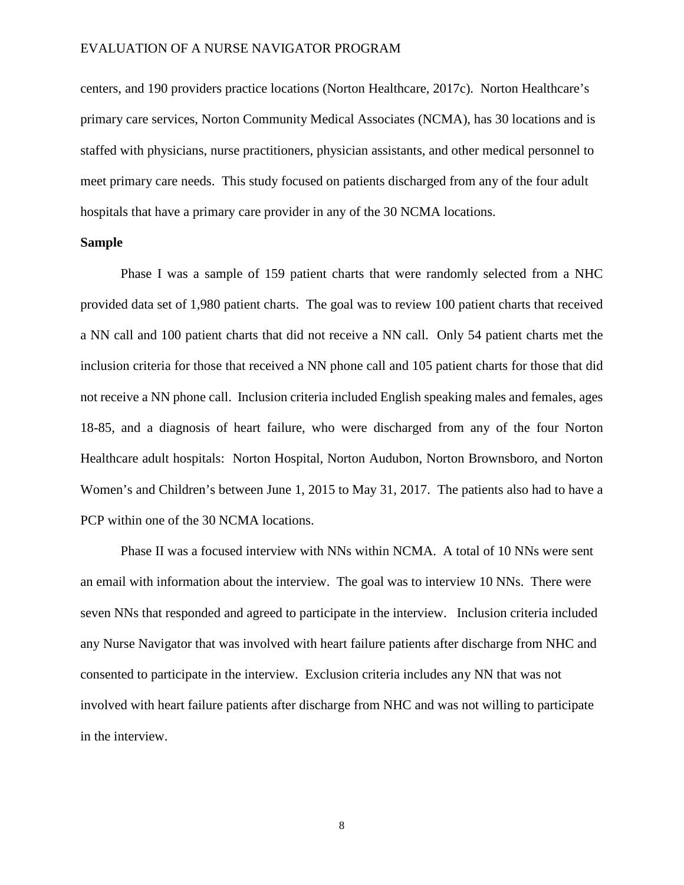centers, and 190 providers practice locations (Norton Healthcare, 2017c). Norton Healthcare's primary care services, Norton Community Medical Associates (NCMA), has 30 locations and is staffed with physicians, nurse practitioners, physician assistants, and other medical personnel to meet primary care needs. This study focused on patients discharged from any of the four adult hospitals that have a primary care provider in any of the 30 NCMA locations.

**Sample**

Phase I was a sample of 159 patient charts that were randomly selected from a NHC provided data set of 1,980 patient charts. The goal was to review 100 patient charts that received a NN call and 100 patient charts that did not receive a NN call. Only 54 patient charts met the inclusion criteria for those that received a NN phone call and 105 patient charts for those that did not receive a NN phone call. Inclusion criteria included English speaking males and females, ages 18-85, and a diagnosis of heart failure, who were discharged from any of the four Norton Healthcare adult hospitals: Norton Hospital, Norton Audubon, Norton Brownsboro, and Norton Women's and Children's between June 1, 2015 to May 31, 2017. The patients also had to have a PCP within one of the 30 NCMA locations.

Phase II was a focused interview with NNs within NCMA. A total of 10 NNs were sent an email with information about the interview. The goal was to interview 10 NNs. There were seven NNs that responded and agreed to participate in the interview. Inclusion criteria included any Nurse Navigator that was involved with heart failure patients after discharge from NHC and consented to participate in the interview. Exclusion criteria includes any NN that was not involved with heart failure patients after discharge from NHC and was not willing to participate in the interview.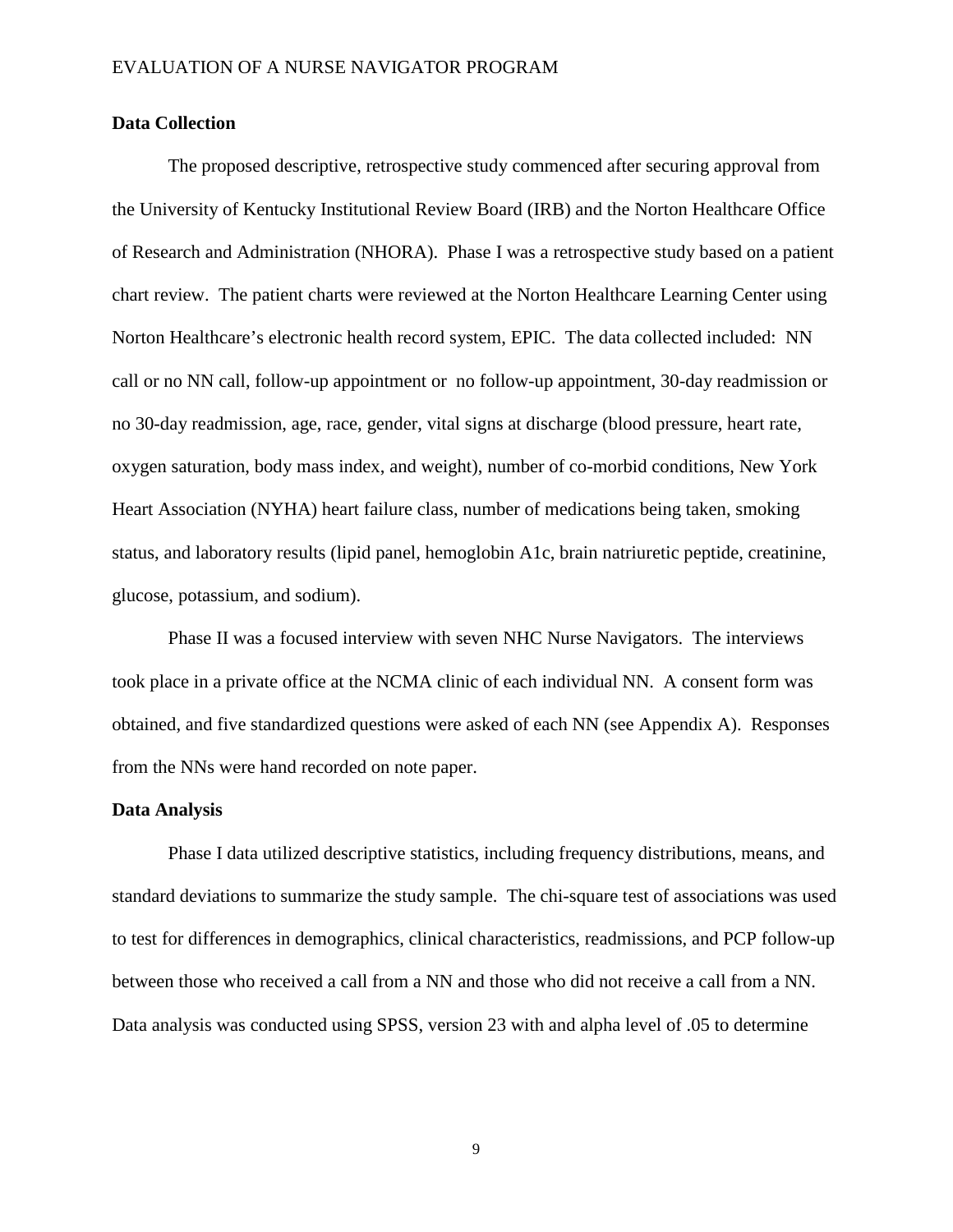## Data Collection

The proposed descriptive, retrospective study commenced after securing approval from the University of Kentucky Institutional Review Board (IRB) and the Norton Healthcare Office of Research and Administration (NHORA). Phase I was a retrospective study based on a patient chart review. The patient charts were reviewed at the Norton Healthcare Learning Center using Norton Healthcare's electronic health record system, EPIC. The data collected included: NN call or no NN call, follow-up appointment or no follow-up appointment, 30-day readmission or no 30-day readmission, age, race, gender, vital signs at discharge (blood pressure, heart rate, oxygen saturation, body mass index, and weight), number of co-morbid conditions, New York Heart Association (NYHA) heart failure class, number of medications being taken, smoking status, and laboratory results (lipid panel, hemoglobin A1c, brain natriuretic peptide, creatinine, glucose, potassium, and sodium).

Phase II was a focused interview with seven NHC Nurse Navigators. The interviews took place in a private office at the NCMA clinic of each individual NN. A consent form was obtained, and five standardized questions were asked of each NN (see Appendix A). Responses from the NNs were hand recorded on note paper.

## Data Analysis

Phase I data utilized descriptive statistics, including frequency distributions, means, and standard deviations to summarize the study sample. The chi-square test of associations was used to test for differences in demographics, clinical characteristics, readmissions, and PCP follow-up between those who received a call from a NN and those who did not receive a call from a NN. Data analysis was conducted using SPSS, version 23 with and alpha level of .05 to determine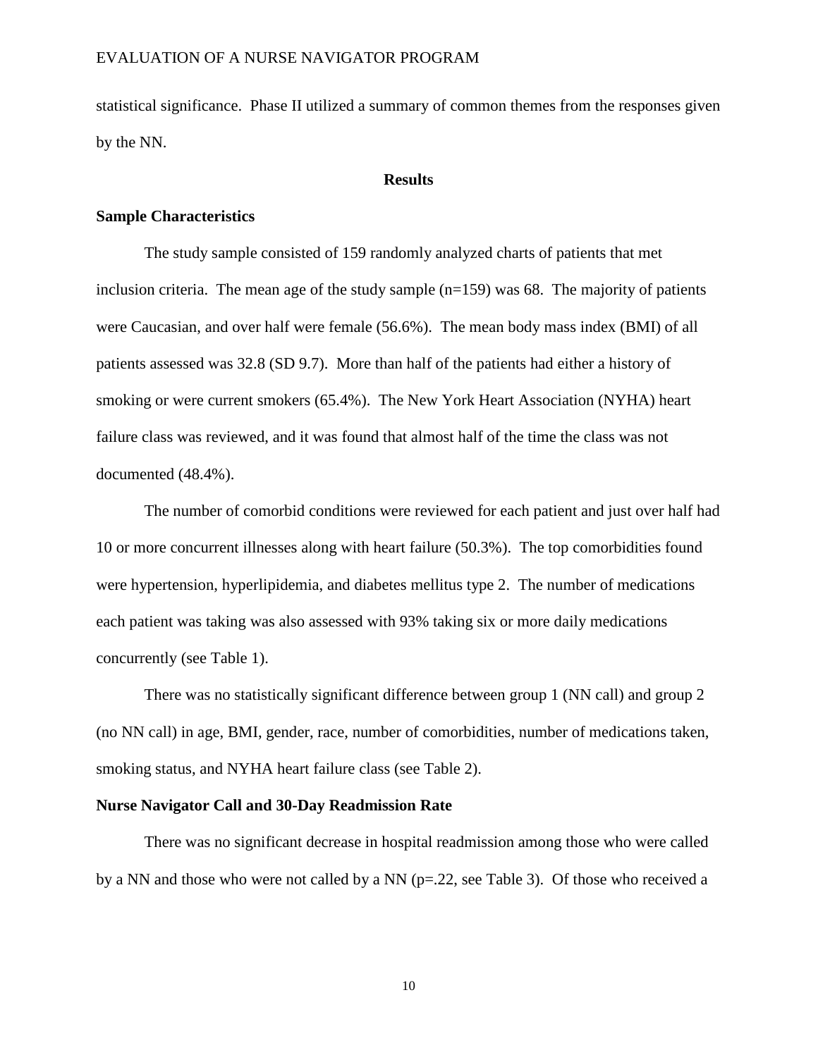statistical significance. Phase II utilized a summary of common themes from the responses given by the NN.

## Results

### Sample Characteristics

The study sample consisted of 159 randomly analyzed charts of patients that met inclusion criteria. The mean age of the study sample (n=159) was 68. The majority of patients were Caucasian, and over half were female (56.6%). The mean body mass index (BMI) of all patients assessed was 32.8 (SD 9.7). More than half of the patients had either a history of smoking or were current smokers (65.4%). The New York Heart Association (NYHA) heart failure class was reviewed, and it was found that almost half of the time the class was not documented (48.4%).

The number of comorbid conditions were reviewed for each patient and just over half had 10 or more concurrent illnesses along with heart failure (50.3%). The top comorbidities found were hypertension, hyperlipidemia, and diabetes mellitus type 2. The number of medications each patient was taking was also assessed with 93% taking six or more daily medications concurrently (see Table 1).

There was no statistically significant difference between group 1 (NN call) and group 2 (no NN call) in age, BMI, gender, race, number of comorbidities, number of medications taken, smoking status, and NYHA heart failure class (see Table 2).

### Nurse Navigator Call and 30-Day Readmission Rate

There was no significant decrease in hospital readmission among those who were called by a NN and those who were not called by a NN (p=.22, see Table 3). Of those who received a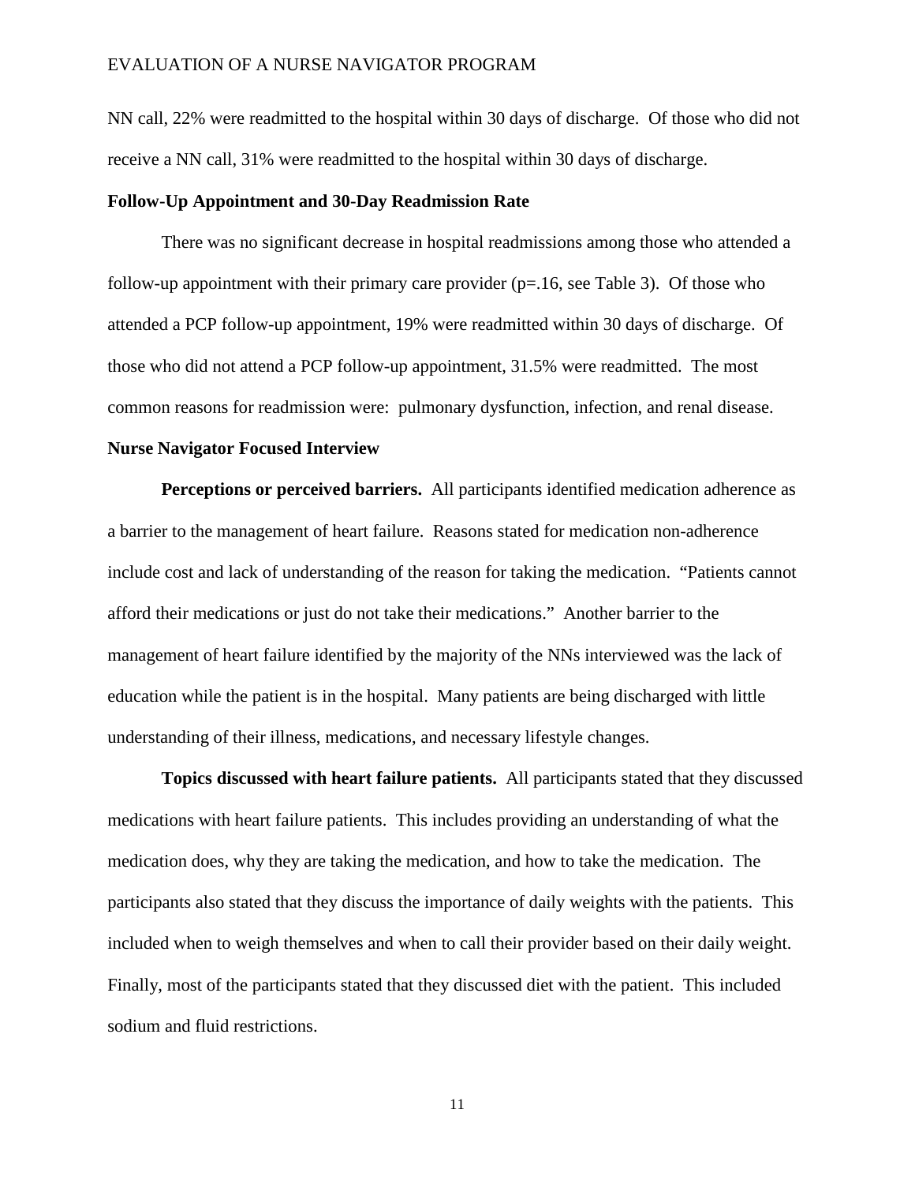NN call, 22% were readmitted to the hospital within 30 days of discharge. Of those who did not receive a NN call, 31% were readmitted to the hospital within 30 days of discharge.

### Follow-Up Appointment and 30-Day Readmission Rate

There was no significant decrease in hospital readmissions among those who attended a follow-up appointment with their primary care provider ($p=.16$, see Table 3). Of those who attended a PCP follow-up appointment, 19% were readmitted within 30 days of discharge. Of those who did not attend a PCP follow-up appointment, 31.5% were readmitted. The most common reasons for readmission were: pulmonary dysfunction, infection, and renal disease.

### Nurse Navigator Focused Interview

**Perceptions or perceived barriers.** All participants identified medication adherence as a barrier to the management of heart failure. Reasons stated for medication non-adherence include cost and lack of understanding of the reason for taking the medication. "Patients cannot afford their medications or just do not take their medications." Another barrier to the management of heart failure identified by the majority of the NNs interviewed was the lack of education while the patient is in the hospital. Many patients are being discharged with little understanding of their illness, medications, and necessary lifestyle changes.

**Topics discussed with heart failure patients.** All participants stated that they discussed medications with heart failure patients. This includes providing an understanding of what the medication does, why they are taking the medication, and how to take the medication. The participants also stated that they discuss the importance of daily weights with the patients. This included when to weigh themselves and when to call their provider based on their daily weight. Finally, most of the participants stated that they discussed diet with the patient. This included sodium and fluid restrictions.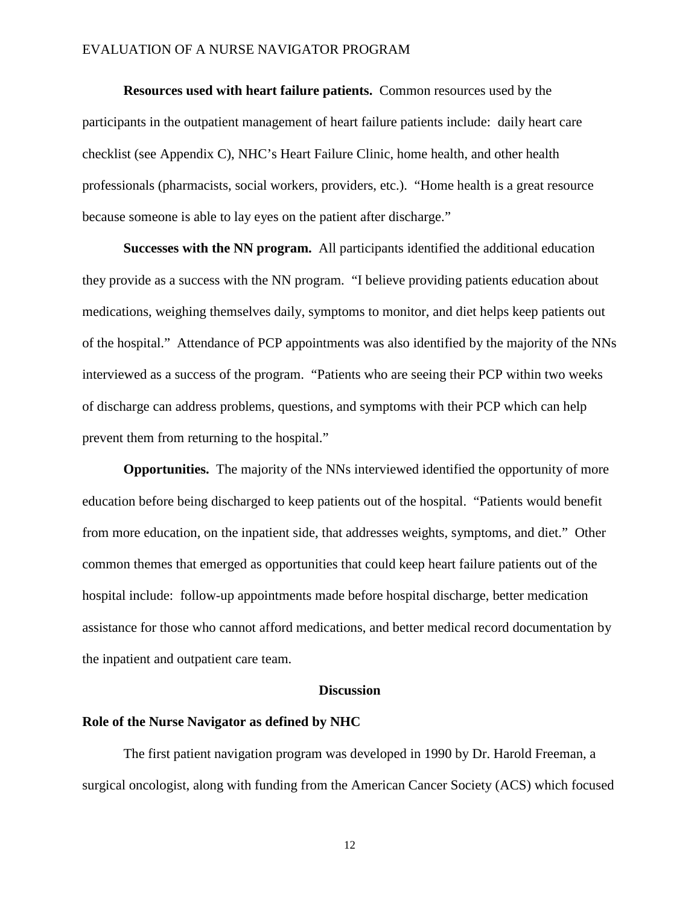**Resources used with heart failure patients.** Common resources used by the participants in the outpatient management of heart failure patients include: daily heart care checklist (see Appendix C), NHC's Heart Failure Clinic, home health, and other health professionals (pharmacists, social workers, providers, etc.). "Home health is a great resource because someone is able to lay eyes on the patient after discharge."

**Successes with the NN program.** All participants identified the additional education they provide as a success with the NN program. "I believe providing patients education about medications, weighing themselves daily, symptoms to monitor, and diet helps keep patients out of the hospital." Attendance of PCP appointments was also identified by the majority of the NNs interviewed as a success of the program. "Patients who are seeing their PCP within two weeks of discharge can address problems, questions, and symptoms with their PCP which can help prevent them from returning to the hospital."

**Opportunities.** The majority of the NNs interviewed identified the opportunity of more education before being discharged to keep patients out of the hospital. "Patients would benefit from more education, on the inpatient side, that addresses weights, symptoms, and diet." Other common themes that emerged as opportunities that could keep heart failure patients out of the hospital include: follow-up appointments made before hospital discharge, better medication assistance for those who cannot afford medications, and better medical record documentation by the inpatient and outpatient care team.

## Discussion

### Role of the Nurse Navigator as defined by NHC

The first patient navigation program was developed in 1990 by Dr. Harold Freeman, a surgical oncologist, along with funding from the American Cancer Society (ACS) which focused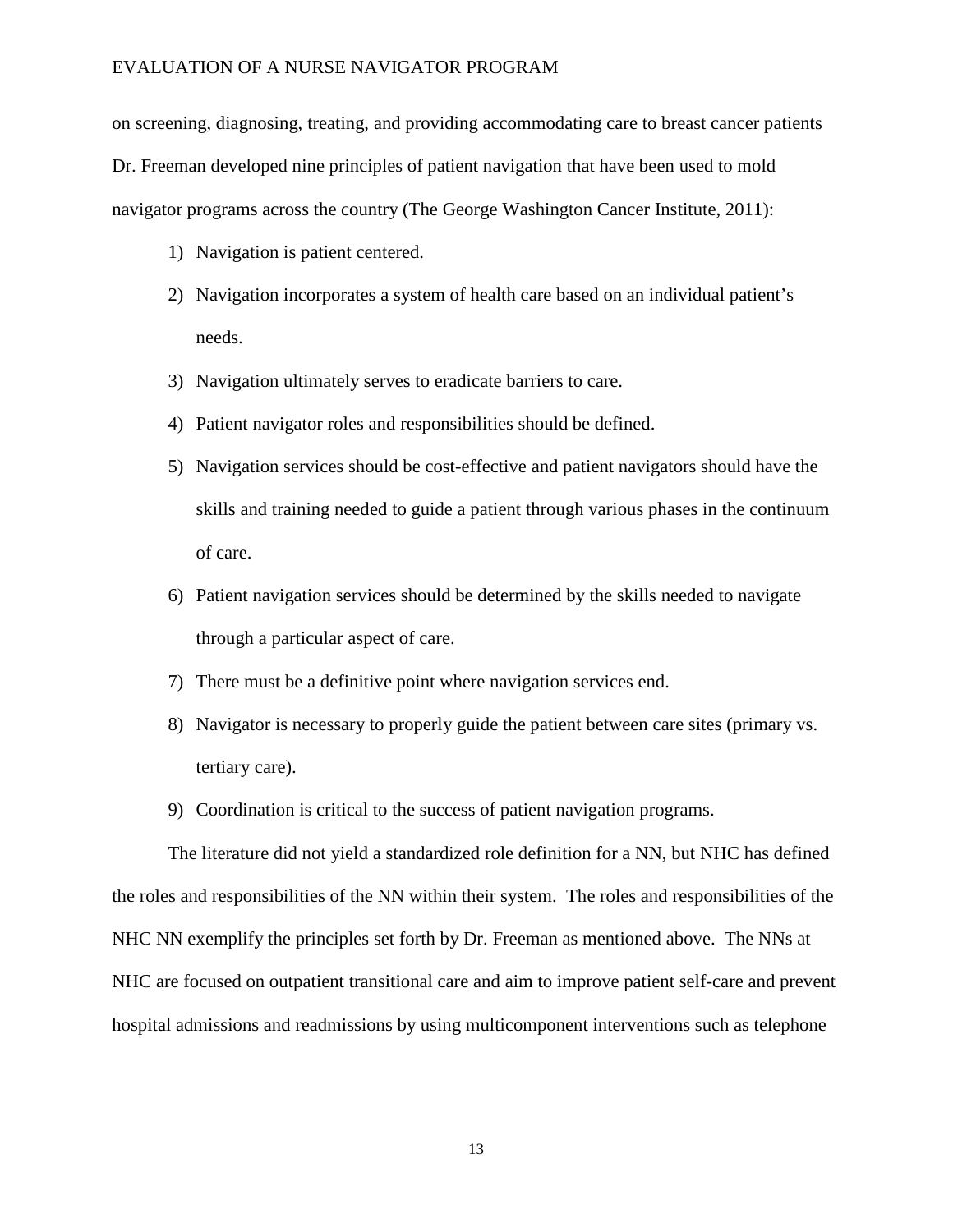on screening, diagnosing, treating, and providing accommodating care to breast cancer patients Dr. Freeman developed nine principles of patient navigation that have been used to mold navigator programs across the country (The George Washington Cancer Institute, 2011):

1) Navigation is patient centered.
2) Navigation incorporates a system of health care based on an individual patient's needs.
3) Navigation ultimately serves to eradicate barriers to care.
4) Patient navigator roles and responsibilities should be defined.
5) Navigation services should be cost-effective and patient navigators should have the skills and training needed to guide a patient through various phases in the continuum of care.
6) Patient navigation services should be determined by the skills needed to navigate through a particular aspect of care.
7) There must be a definitive point where navigation services end.
8) Navigator is necessary to properly guide the patient between care sites (primary vs. tertiary care).
9) Coordination is critical to the success of patient navigation programs.

The literature did not yield a standardized role definition for a NN, but NHC has defined the roles and responsibilities of the NN within their system. The roles and responsibilities of the NHC NN exemplify the principles set forth by Dr. Freeman as mentioned above. The NNs at NHC are focused on outpatient transitional care and aim to improve patient self-care and prevent hospital admissions and readmissions by using multicomponent interventions such as telephone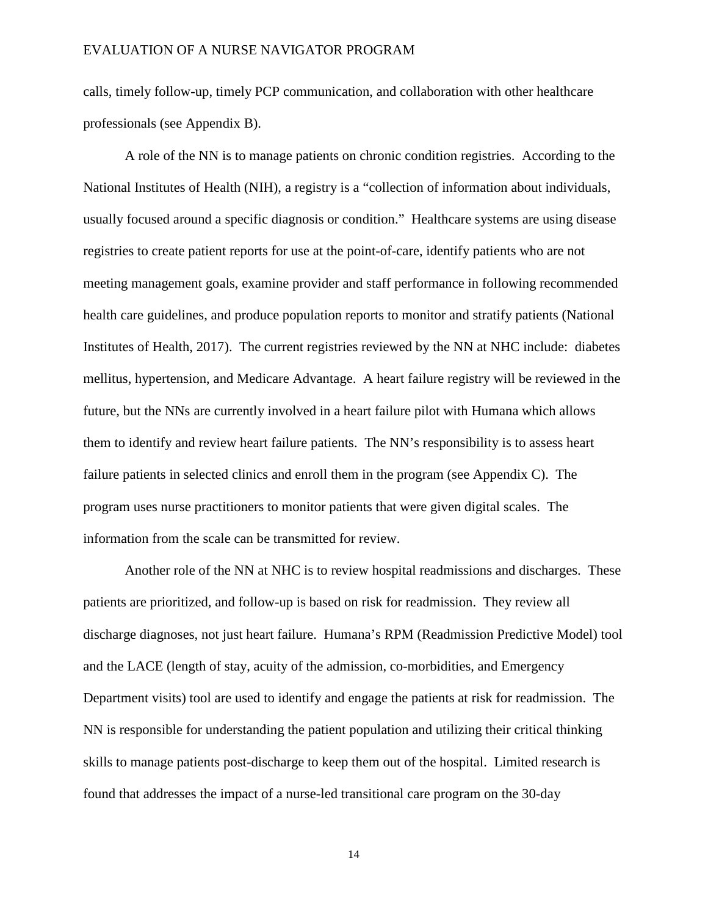calls, timely follow-up, timely PCP communication, and collaboration with other healthcare professionals (see Appendix B).

A role of the NN is to manage patients on chronic condition registries. According to the National Institutes of Health (NIH), a registry is a "collection of information about individuals, usually focused around a specific diagnosis or condition." Healthcare systems are using disease registries to create patient reports for use at the point-of-care, identify patients who are not meeting management goals, examine provider and staff performance in following recommended health care guidelines, and produce population reports to monitor and stratify patients (National Institutes of Health, 2017). The current registries reviewed by the NN at NHC include: diabetes mellitus, hypertension, and Medicare Advantage. A heart failure registry will be reviewed in the future, but the NNs are currently involved in a heart failure pilot with Humana which allows them to identify and review heart failure patients. The NN's responsibility is to assess heart failure patients in selected clinics and enroll them in the program (see Appendix C). The program uses nurse practitioners to monitor patients that were given digital scales. The information from the scale can be transmitted for review.

Another role of the NN at NHC is to review hospital readmissions and discharges. These patients are prioritized, and follow-up is based on risk for readmission. They review all discharge diagnoses, not just heart failure. Humana's RPM (Readmission Predictive Model) tool and the LACE (length of stay, acuity of the admission, co-morbidities, and Emergency Department visits) tool are used to identify and engage the patients at risk for readmission. The NN is responsible for understanding the patient population and utilizing their critical thinking skills to manage patients post-discharge to keep them out of the hospital. Limited research is found that addresses the impact of a nurse-led transitional care program on the 30-day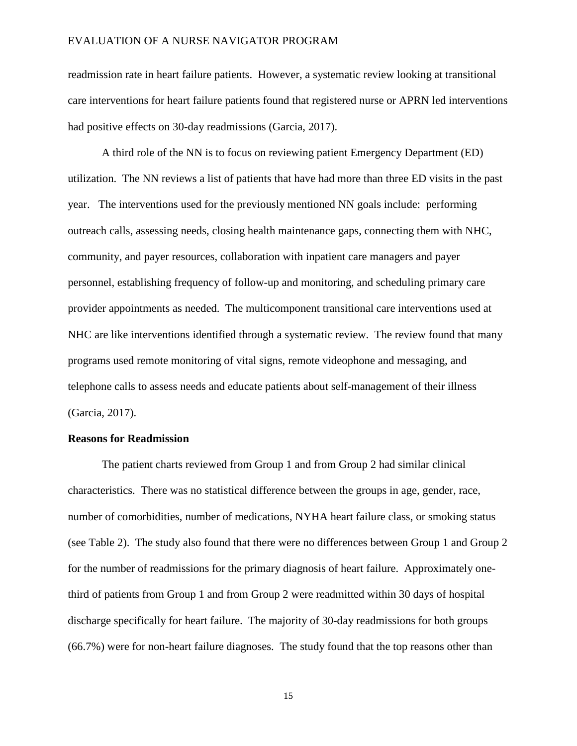readmission rate in heart failure patients. However, a systematic review looking at transitional care interventions for heart failure patients found that registered nurse or APRN led interventions had positive effects on 30-day readmissions (Garcia, 2017).

A third role of the NN is to focus on reviewing patient Emergency Department (ED) utilization. The NN reviews a list of patients that have had more than three ED visits in the past year. The interventions used for the previously mentioned NN goals include: performing outreach calls, assessing needs, closing health maintenance gaps, connecting them with NHC, community, and payer resources, collaboration with inpatient care managers and payer personnel, establishing frequency of follow-up and monitoring, and scheduling primary care provider appointments as needed. The multicomponent transitional care interventions used at NHC are like interventions identified through a systematic review. The review found that many programs used remote monitoring of vital signs, remote videophone and messaging, and telephone calls to assess needs and educate patients about self-management of their illness (Garcia, 2017).

**Reasons for Readmission**

The patient charts reviewed from Group 1 and from Group 2 had similar clinical characteristics. There was no statistical difference between the groups in age, gender, race, number of comorbidities, number of medications, NYHA heart failure class, or smoking status (see Table 2). The study also found that there were no differences between Group 1 and Group 2 for the number of readmissions for the primary diagnosis of heart failure. Approximately one-third of patients from Group 1 and from Group 2 were readmitted within 30 days of hospital discharge specifically for heart failure. The majority of 30-day readmissions for both groups (66.7%) were for non-heart failure diagnoses. The study found that the top reasons other than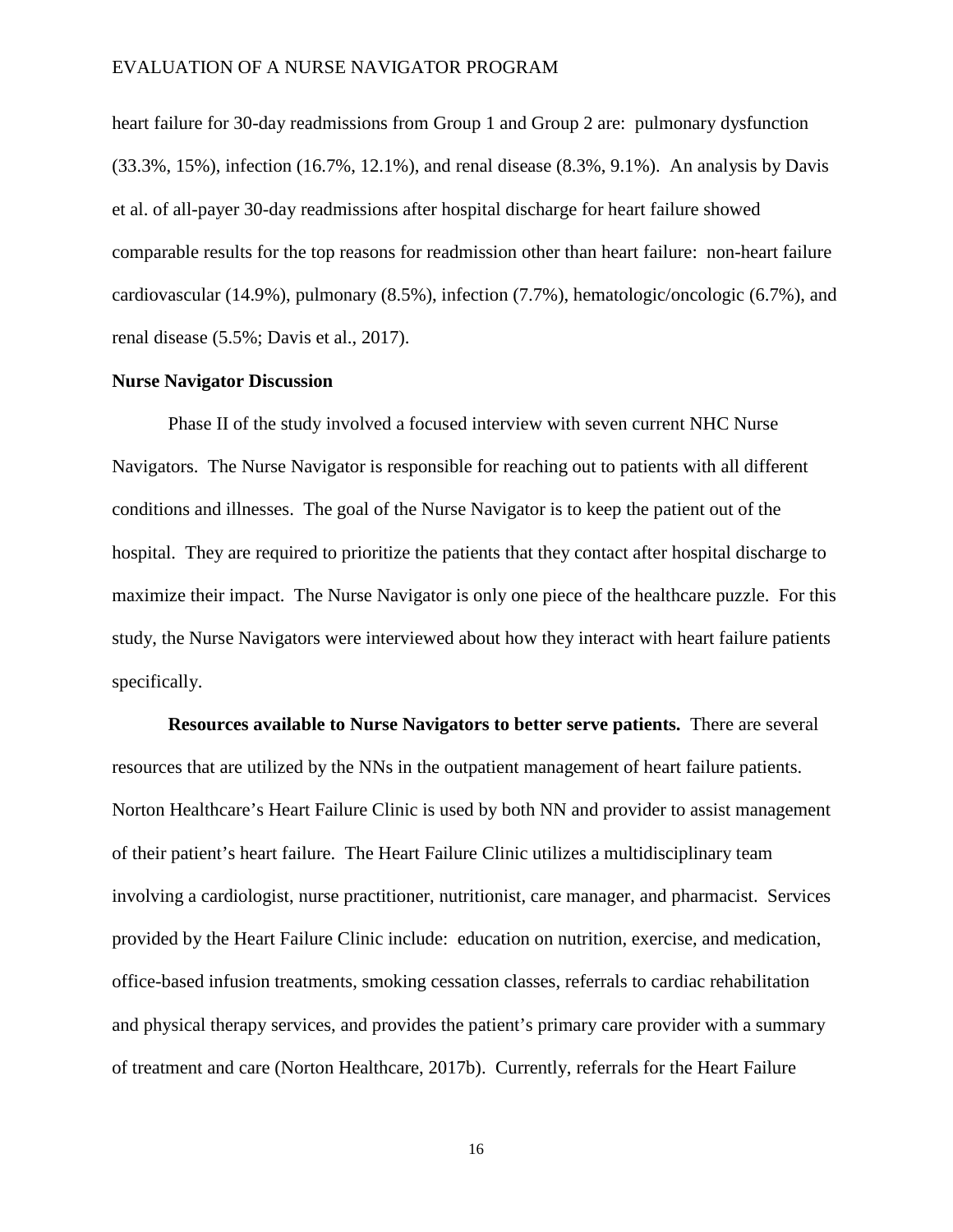heart failure for 30-day readmissions from Group 1 and Group 2 are: pulmonary dysfunction (33.3%, 15%), infection (16.7%, 12.1%), and renal disease (8.3%, 9.1%). An analysis by Davis et al. of all-payer 30-day readmissions after hospital discharge for heart failure showed comparable results for the top reasons for readmission other than heart failure: non-heart failure cardiovascular (14.9%), pulmonary (8.5%), infection (7.7%), hematologic/oncologic (6.7%), and renal disease (5.5%; Davis et al., 2017).

## Nurse Navigator Discussion

Phase II of the study involved a focused interview with seven current NHC Nurse Navigators. The Nurse Navigator is responsible for reaching out to patients with all different conditions and illnesses. The goal of the Nurse Navigator is to keep the patient out of the hospital. They are required to prioritize the patients that they contact after hospital discharge to maximize their impact. The Nurse Navigator is only one piece of the healthcare puzzle. For this study, the Nurse Navigators were interviewed about how they interact with heart failure patients specifically.

**Resources available to Nurse Navigators to better serve patients.** There are several resources that are utilized by the NNs in the outpatient management of heart failure patients. Norton Healthcare's Heart Failure Clinic is used by both NN and provider to assist management of their patient's heart failure. The Heart Failure Clinic utilizes a multidisciplinary team involving a cardiologist, nurse practitioner, nutritionist, care manager, and pharmacist. Services provided by the Heart Failure Clinic include: education on nutrition, exercise, and medication, office-based infusion treatments, smoking cessation classes, referrals to cardiac rehabilitation and physical therapy services, and provides the patient's primary care provider with a summary of treatment and care (Norton Healthcare, 2017b). Currently, referrals for the Heart Failure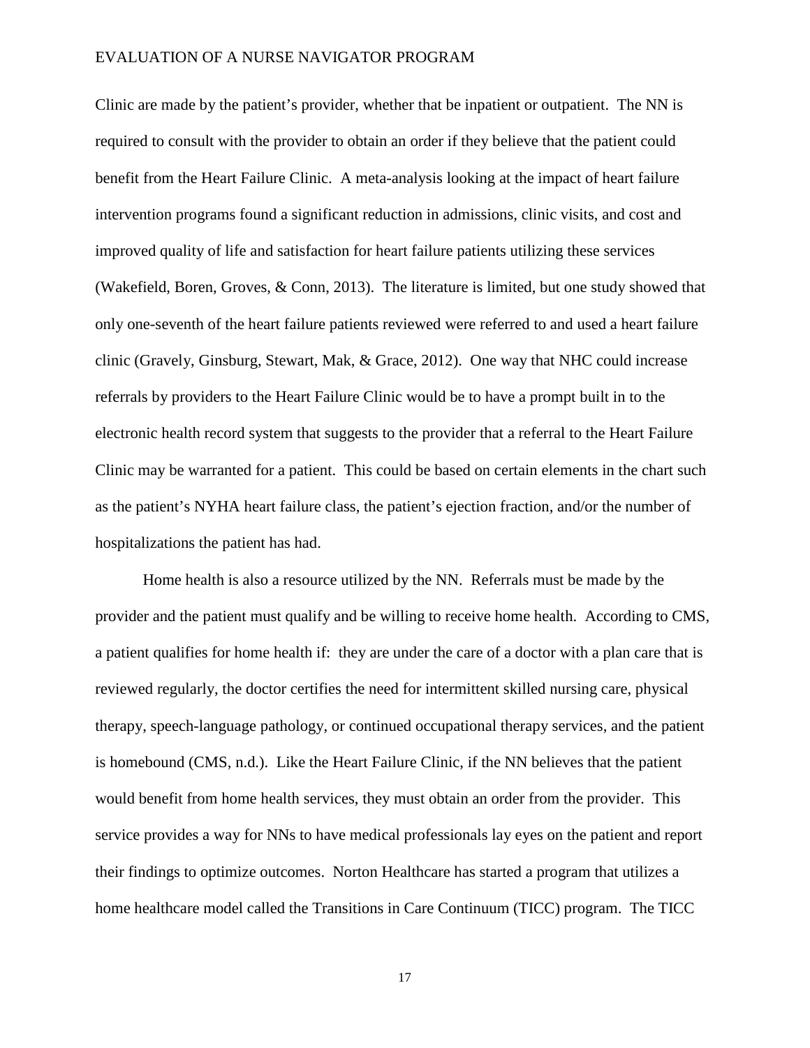Clinic are made by the patient's provider, whether that be inpatient or outpatient. The NN is required to consult with the provider to obtain an order if they believe that the patient could benefit from the Heart Failure Clinic. A meta-analysis looking at the impact of heart failure intervention programs found a significant reduction in admissions, clinic visits, and cost and improved quality of life and satisfaction for heart failure patients utilizing these services (Wakefield, Boren, Groves, & Conn, 2013). The literature is limited, but one study showed that only one-seventh of the heart failure patients reviewed were referred to and used a heart failure clinic (Gravely, Ginsburg, Stewart, Mak, & Grace, 2012). One way that NHC could increase referrals by providers to the Heart Failure Clinic would be to have a prompt built in to the electronic health record system that suggests to the provider that a referral to the Heart Failure Clinic may be warranted for a patient. This could be based on certain elements in the chart such as the patient's NYHA heart failure class, the patient's ejection fraction, and/or the number of hospitalizations the patient has had.

Home health is also a resource utilized by the NN. Referrals must be made by the provider and the patient must qualify and be willing to receive home health. According to CMS, a patient qualifies for home health if: they are under the care of a doctor with a plan care that is reviewed regularly, the doctor certifies the need for intermittent skilled nursing care, physical therapy, speech-language pathology, or continued occupational therapy services, and the patient is homebound (CMS, n.d.). Like the Heart Failure Clinic, if the NN believes that the patient would benefit from home health services, they must obtain an order from the provider. This service provides a way for NNs to have medical professionals lay eyes on the patient and report their findings to optimize outcomes. Norton Healthcare has started a program that utilizes a home healthcare model called the Transitions in Care Continuum (TICC) program. The TICC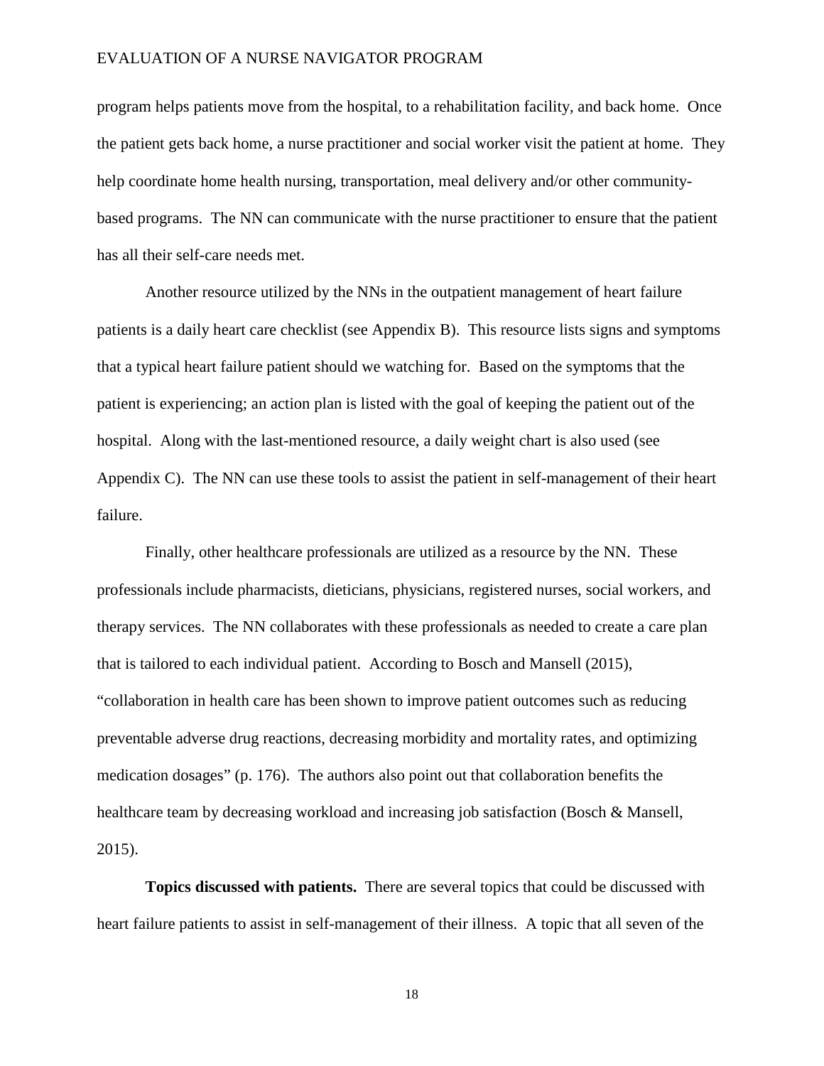program helps patients move from the hospital, to a rehabilitation facility, and back home. Once the patient gets back home, a nurse practitioner and social worker visit the patient at home. They help coordinate home health nursing, transportation, meal delivery and/or other community-based programs. The NN can communicate with the nurse practitioner to ensure that the patient has all their self-care needs met.

Another resource utilized by the NNs in the outpatient management of heart failure patients is a daily heart care checklist (see Appendix B). This resource lists signs and symptoms that a typical heart failure patient should we watching for. Based on the symptoms that the patient is experiencing; an action plan is listed with the goal of keeping the patient out of the hospital. Along with the last-mentioned resource, a daily weight chart is also used (see Appendix C). The NN can use these tools to assist the patient in self-management of their heart failure.

Finally, other healthcare professionals are utilized as a resource by the NN. These professionals include pharmacists, dieticians, physicians, registered nurses, social workers, and therapy services. The NN collaborates with these professionals as needed to create a care plan that is tailored to each individual patient. According to Bosch and Mansell (2015), "collaboration in health care has been shown to improve patient outcomes such as reducing preventable adverse drug reactions, decreasing morbidity and mortality rates, and optimizing medication dosages" (p. 176). The authors also point out that collaboration benefits the healthcare team by decreasing workload and increasing job satisfaction (Bosch & Mansell, 2015).

**Topics discussed with patients.** There are several topics that could be discussed with heart failure patients to assist in self-management of their illness. A topic that all seven of the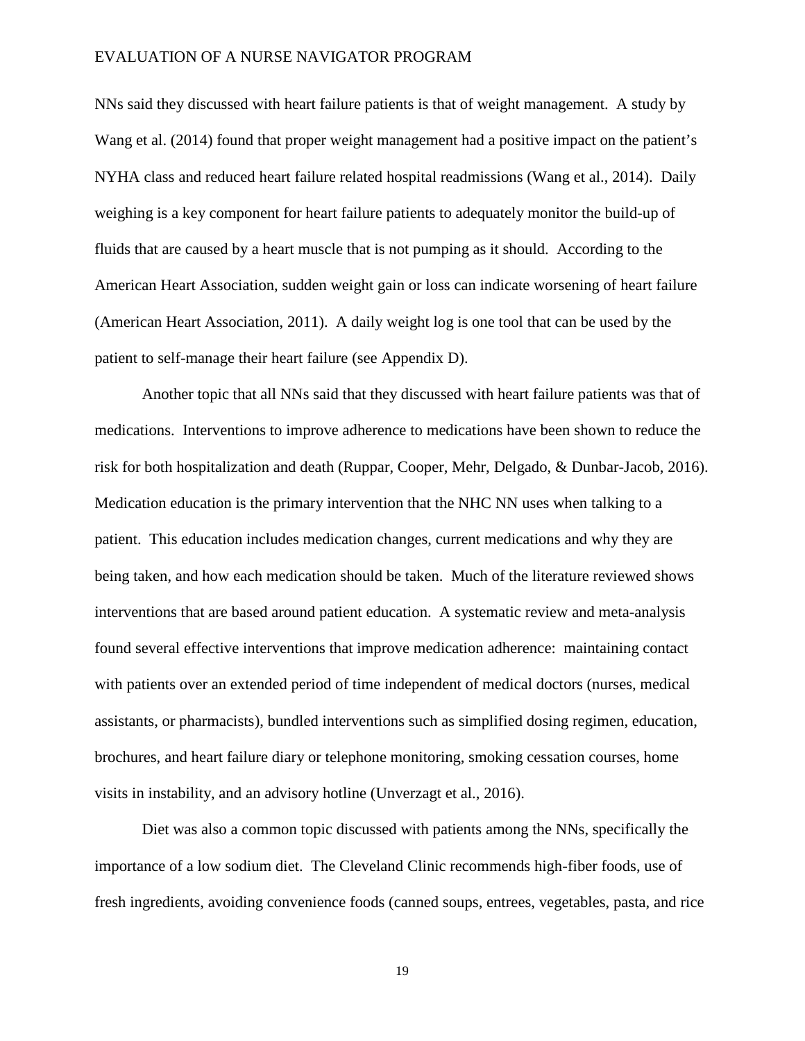NNs said they discussed with heart failure patients is that of weight management. A study by Wang et al. (2014) found that proper weight management had a positive impact on the patient's NYHA class and reduced heart failure related hospital readmissions (Wang et al., 2014). Daily weighing is a key component for heart failure patients to adequately monitor the build-up of fluids that are caused by a heart muscle that is not pumping as it should. According to the American Heart Association, sudden weight gain or loss can indicate worsening of heart failure (American Heart Association, 2011). A daily weight log is one tool that can be used by the patient to self-manage their heart failure (see Appendix D).

Another topic that all NNs said that they discussed with heart failure patients was that of medications. Interventions to improve adherence to medications have been shown to reduce the risk for both hospitalization and death (Ruppar, Cooper, Mehr, Delgado, & Dunbar-Jacob, 2016). Medication education is the primary intervention that the NHC NN uses when talking to a patient. This education includes medication changes, current medications and why they are being taken, and how each medication should be taken. Much of the literature reviewed shows interventions that are based around patient education. A systematic review and meta-analysis found several effective interventions that improve medication adherence: maintaining contact with patients over an extended period of time independent of medical doctors (nurses, medical assistants, or pharmacists), bundled interventions such as simplified dosing regimen, education, brochures, and heart failure diary or telephone monitoring, smoking cessation courses, home visits in instability, and an advisory hotline (Unverzagt et al., 2016).

Diet was also a common topic discussed with patients among the NNs, specifically the importance of a low sodium diet. The Cleveland Clinic recommends high-fiber foods, use of fresh ingredients, avoiding convenience foods (canned soups, entrees, vegetables, pasta, and rice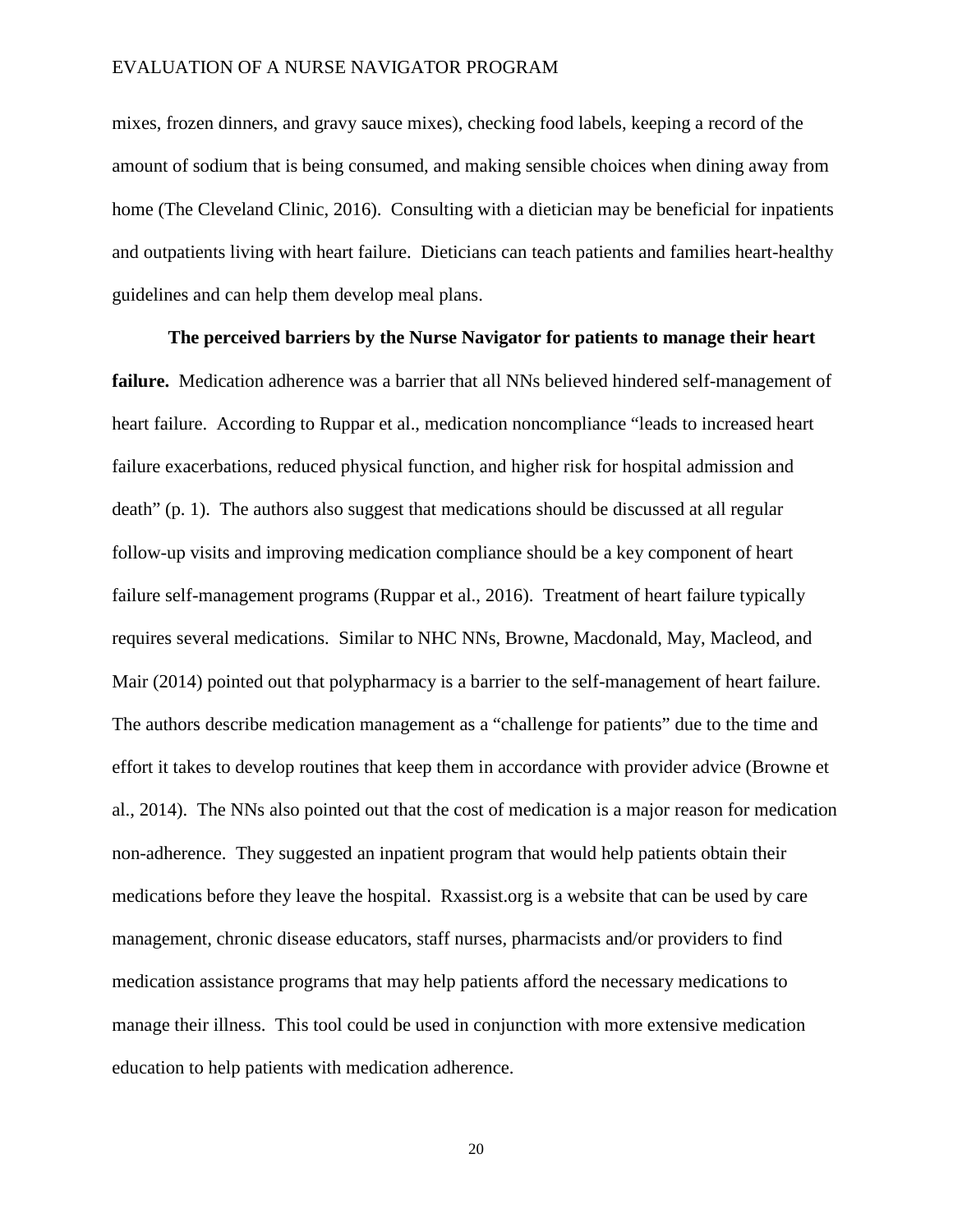mixes, frozen dinners, and gravy sauce mixes), checking food labels, keeping a record of the amount of sodium that is being consumed, and making sensible choices when dining away from home (The Cleveland Clinic, 2016). Consulting with a dietician may be beneficial for inpatients and outpatients living with heart failure. Dieticians can teach patients and families heart-healthy guidelines and can help them develop meal plans.

**The perceived barriers by the Nurse Navigator for patients to manage their heart failure.** Medication adherence was a barrier that all NNs believed hindered self-management of heart failure. According to Ruppar et al., medication noncompliance "leads to increased heart failure exacerbations, reduced physical function, and higher risk for hospital admission and death" (p. 1). The authors also suggest that medications should be discussed at all regular follow-up visits and improving medication compliance should be a key component of heart failure self-management programs (Ruppar et al., 2016). Treatment of heart failure typically requires several medications. Similar to NHC NNs, Browne, Macdonald, May, Macleod, and Mair (2014) pointed out that polypharmacy is a barrier to the self-management of heart failure. The authors describe medication management as a "challenge for patients" due to the time and effort it takes to develop routines that keep them in accordance with provider advice (Browne et al., 2014). The NNs also pointed out that the cost of medication is a major reason for medication non-adherence. They suggested an inpatient program that would help patients obtain their medications before they leave the hospital. Rxassist.org is a website that can be used by care management, chronic disease educators, staff nurses, pharmacists and/or providers to find medication assistance programs that may help patients afford the necessary medications to manage their illness. This tool could be used in conjunction with more extensive medication education to help patients with medication adherence.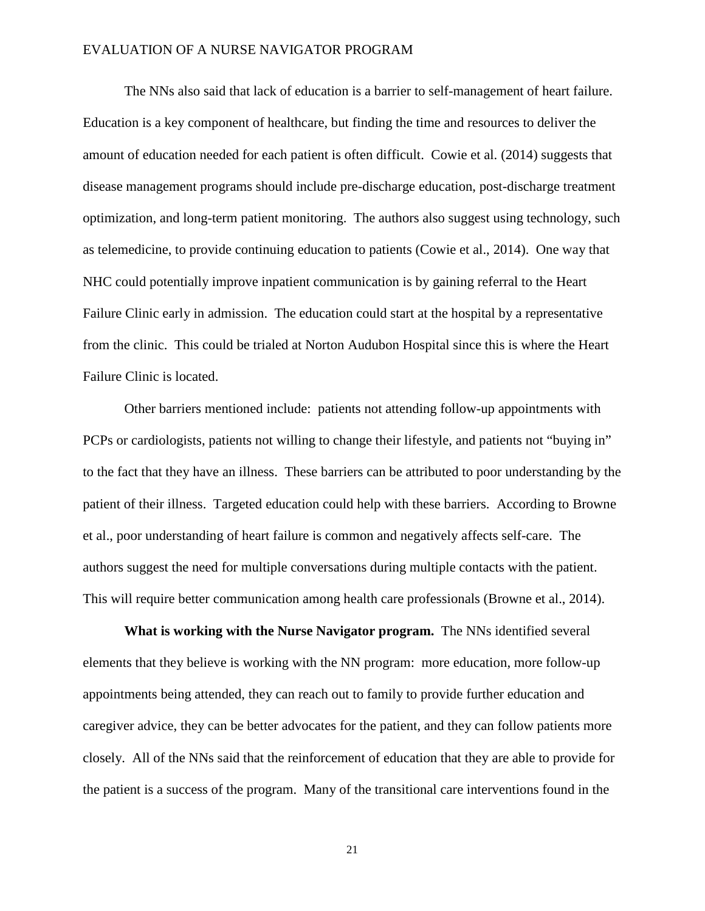The NNs also said that lack of education is a barrier to self-management of heart failure. Education is a key component of healthcare, but finding the time and resources to deliver the amount of education needed for each patient is often difficult. Cowie et al. (2014) suggests that disease management programs should include pre-discharge education, post-discharge treatment optimization, and long-term patient monitoring. The authors also suggest using technology, such as telemedicine, to provide continuing education to patients (Cowie et al., 2014). One way that NHC could potentially improve inpatient communication is by gaining referral to the Heart Failure Clinic early in admission. The education could start at the hospital by a representative from the clinic. This could be trialed at Norton Audubon Hospital since this is where the Heart Failure Clinic is located.

Other barriers mentioned include: patients not attending follow-up appointments with PCPs or cardiologists, patients not willing to change their lifestyle, and patients not "buying in" to the fact that they have an illness. These barriers can be attributed to poor understanding by the patient of their illness. Targeted education could help with these barriers. According to Browne et al., poor understanding of heart failure is common and negatively affects self-care. The authors suggest the need for multiple conversations during multiple contacts with the patient. This will require better communication among health care professionals (Browne et al., 2014).

**What is working with the Nurse Navigator program.** The NNs identified several elements that they believe is working with the NN program: more education, more follow-up appointments being attended, they can reach out to family to provide further education and caregiver advice, they can be better advocates for the patient, and they can follow patients more closely. All of the NNs said that the reinforcement of education that they are able to provide for the patient is a success of the program. Many of the transitional care interventions found in the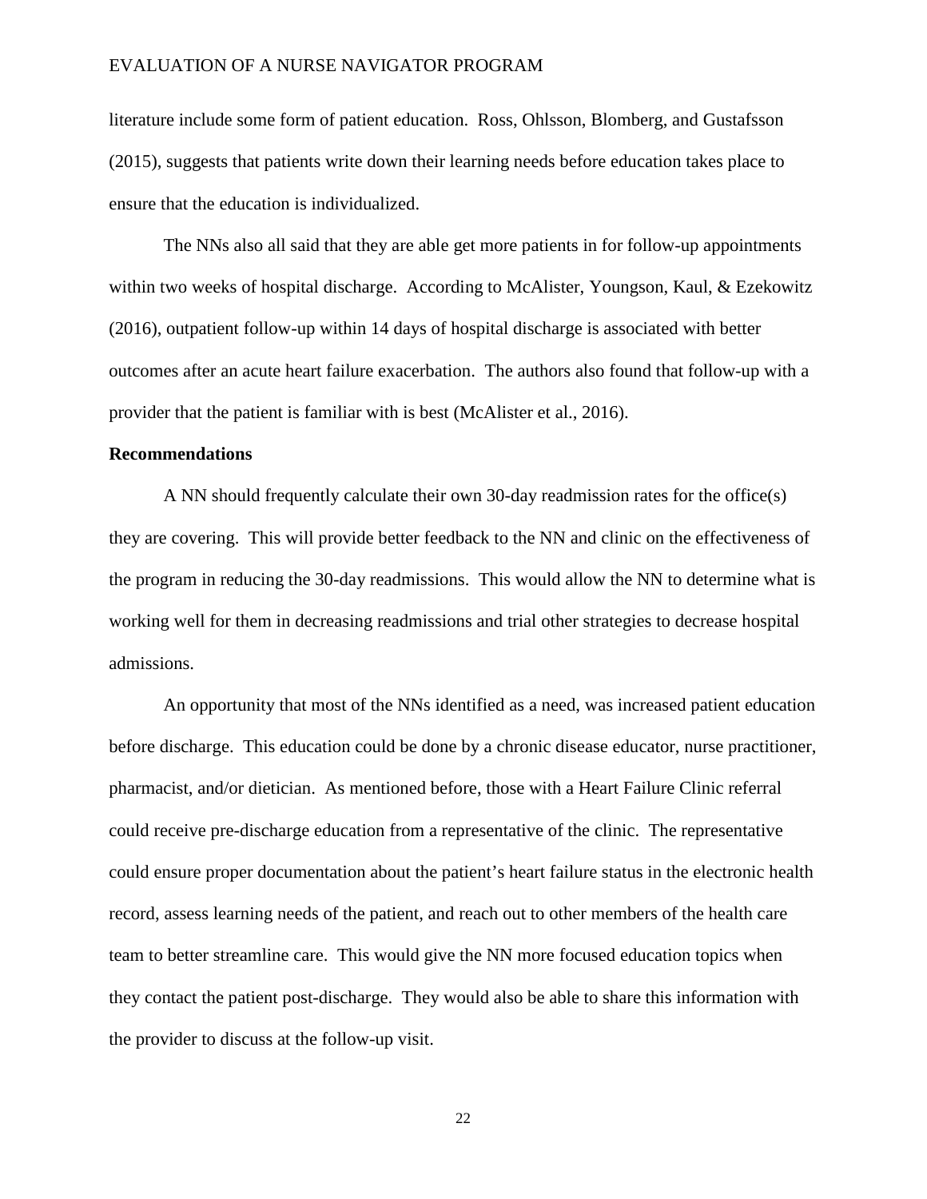literature include some form of patient education. Ross, Ohlsson, Blomberg, and Gustafsson (2015), suggests that patients write down their learning needs before education takes place to ensure that the education is individualized.

The NNs also all said that they are able get more patients in for follow-up appointments within two weeks of hospital discharge. According to McAlister, Youngson, Kaul, & Ezekowitz (2016), outpatient follow-up within 14 days of hospital discharge is associated with better outcomes after an acute heart failure exacerbation. The authors also found that follow-up with a provider that the patient is familiar with is best (McAlister et al., 2016).

**Recommendations**

A NN should frequently calculate their own 30-day readmission rates for the office(s) they are covering. This will provide better feedback to the NN and clinic on the effectiveness of the program in reducing the 30-day readmissions. This would allow the NN to determine what is working well for them in decreasing readmissions and trial other strategies to decrease hospital admissions.

An opportunity that most of the NNs identified as a need, was increased patient education before discharge. This education could be done by a chronic disease educator, nurse practitioner, pharmacist, and/or dietician. As mentioned before, those with a Heart Failure Clinic referral could receive pre-discharge education from a representative of the clinic. The representative could ensure proper documentation about the patient's heart failure status in the electronic health record, assess learning needs of the patient, and reach out to other members of the health care team to better streamline care. This would give the NN more focused education topics when they contact the patient post-discharge. They would also be able to share this information with the provider to discuss at the follow-up visit.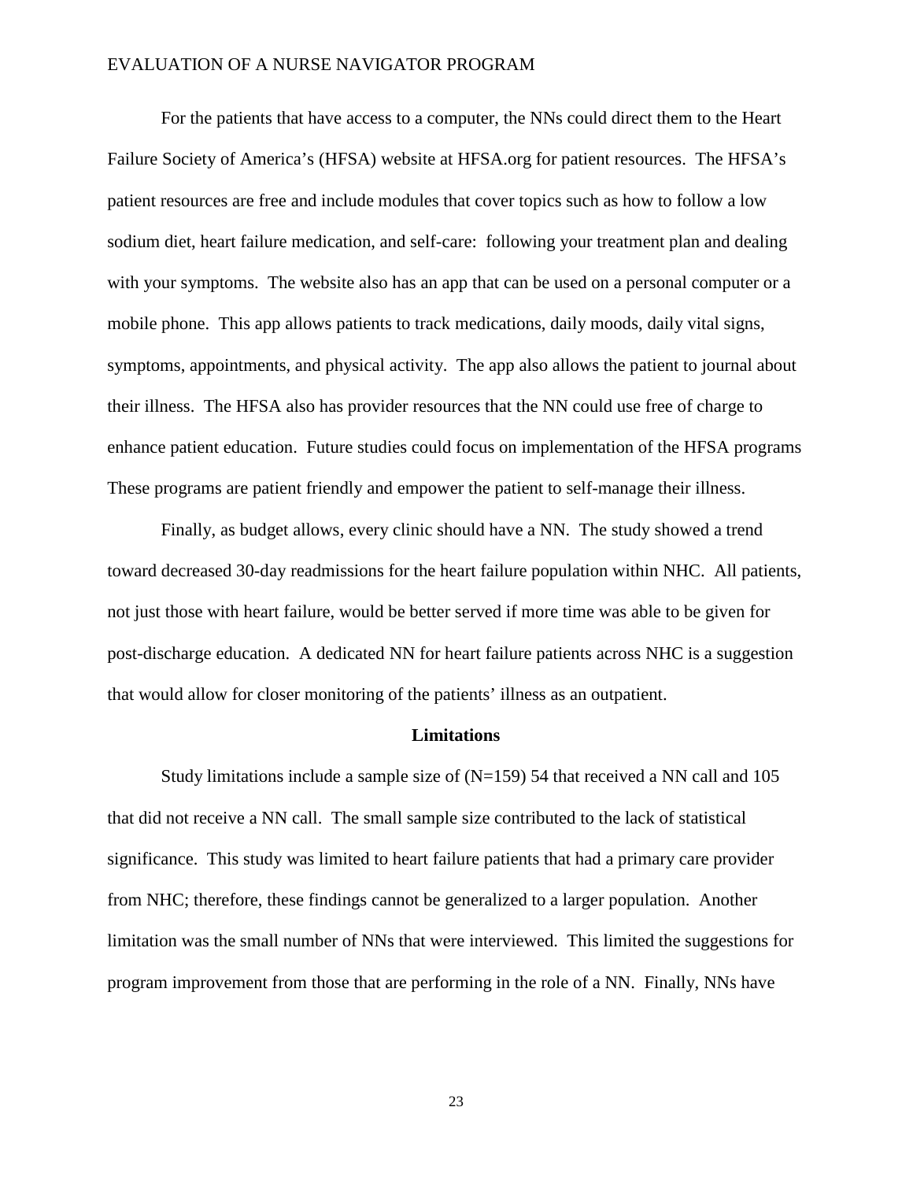For the patients that have access to a computer, the NNs could direct them to the Heart Failure Society of America's (HFSA) website at HFSA.org for patient resources. The HFSA's patient resources are free and include modules that cover topics such as how to follow a low sodium diet, heart failure medication, and self-care: following your treatment plan and dealing with your symptoms. The website also has an app that can be used on a personal computer or a mobile phone. This app allows patients to track medications, daily moods, daily vital signs, symptoms, appointments, and physical activity. The app also allows the patient to journal about their illness. The HFSA also has provider resources that the NN could use free of charge to enhance patient education. Future studies could focus on implementation of the HFSA programs These programs are patient friendly and empower the patient to self-manage their illness.

Finally, as budget allows, every clinic should have a NN. The study showed a trend toward decreased 30-day readmissions for the heart failure population within NHC. All patients, not just those with heart failure, would be better served if more time was able to be given for post-discharge education. A dedicated NN for heart failure patients across NHC is a suggestion that would allow for closer monitoring of the patients' illness as an outpatient.

## Limitations

Study limitations include a sample size of (N=159) 54 that received a NN call and 105 that did not receive a NN call. The small sample size contributed to the lack of statistical significance. This study was limited to heart failure patients that had a primary care provider from NHC; therefore, these findings cannot be generalized to a larger population. Another limitation was the small number of NNs that were interviewed. This limited the suggestions for program improvement from those that are performing in the role of a NN. Finally, NNs have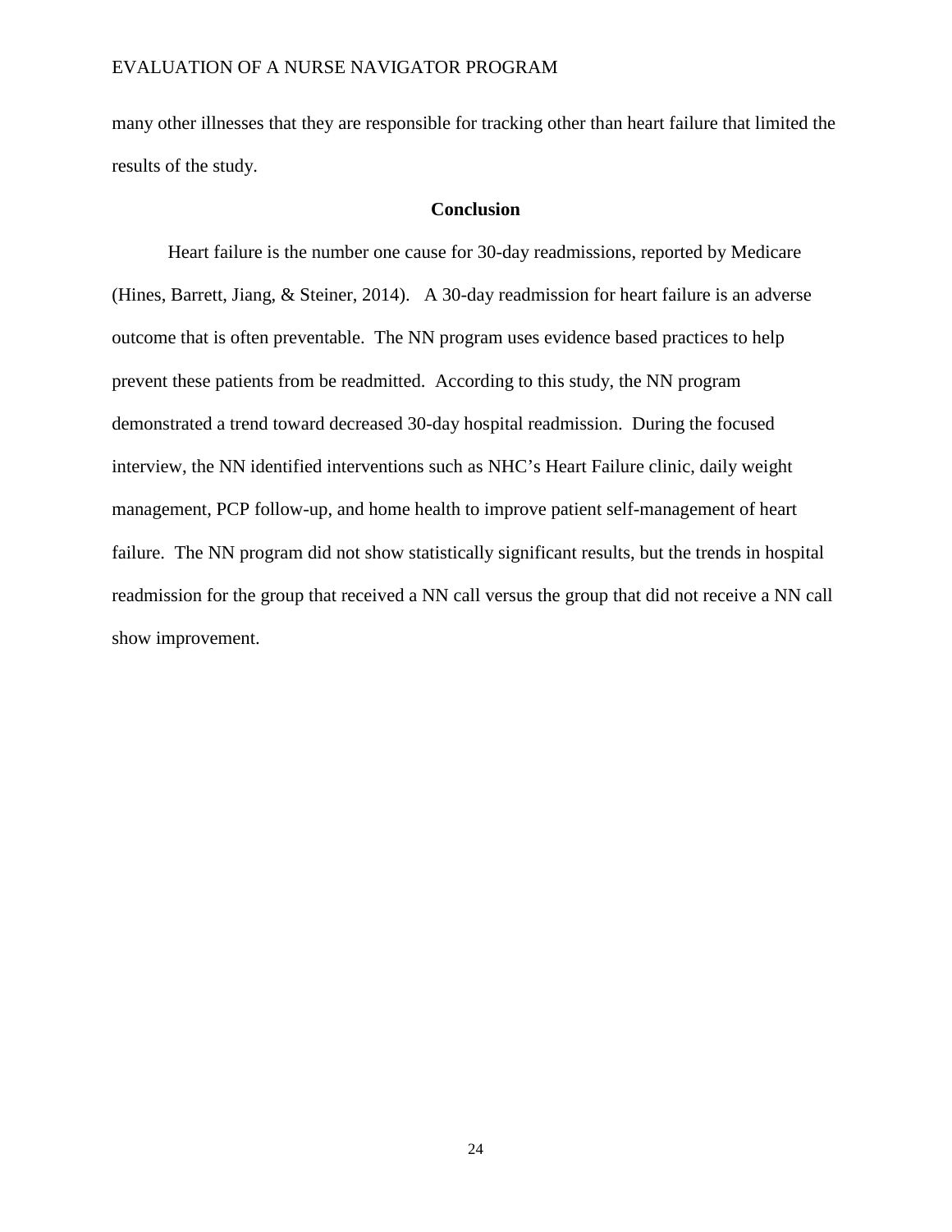many other illnesses that they are responsible for tracking other than heart failure that limited the results of the study.

## Conclusion

Heart failure is the number one cause for 30-day readmissions, reported by Medicare (Hines, Barrett, Jiang, & Steiner, 2014). A 30-day readmission for heart failure is an adverse outcome that is often preventable. The NN program uses evidence based practices to help prevent these patients from be readmitted. According to this study, the NN program demonstrated a trend toward decreased 30-day hospital readmission. During the focused interview, the NN identified interventions such as NHC's Heart Failure clinic, daily weight management, PCP follow-up, and home health to improve patient self-management of heart failure. The NN program did not show statistically significant results, but the trends in hospital readmission for the group that received a NN call versus the group that did not receive a NN call show improvement.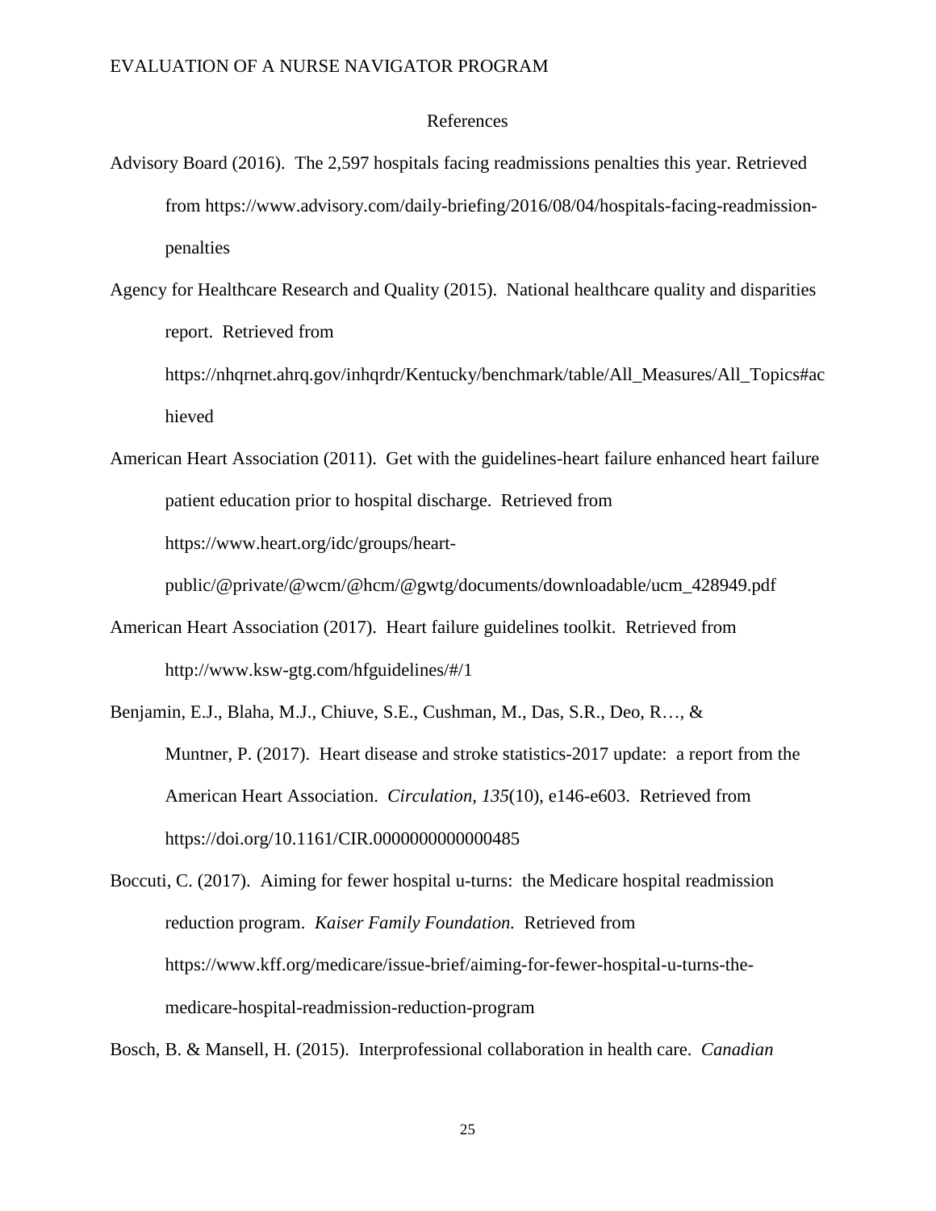# References

Advisory Board (2016). The 2,597 hospitals facing readmissions penalties this year. Retrieved from https://www.advisory.com/daily-briefing/2016/08/04/hospitals-facing-readmission-penalties

Agency for Healthcare Research and Quality (2015). National healthcare quality and disparities report. Retrieved from https://nhqrnet.ahrq.gov/inhqrdr/Kentucky/benchmark/table/All_Measures/All_Topics#achieved

American Heart Association (2011). Get with the guidelines-heart failure enhanced heart failure patient education prior to hospital discharge. Retrieved from https://www.heart.org/idc/groups/heart-public/@private/@wcm/@hcm/@gwtg/documents/downloadable/ucm_428949.pdf

American Heart Association (2017). Heart failure guidelines toolkit. Retrieved from http://www.ksw-gtg.com/hfguidelines/#/1

Benjamin, E.J., Blaha, M.J., Chiuve, S.E., Cushman, M., Das, S.R., Deo, R…, & Muntner, P. (2017). Heart disease and stroke statistics-2017 update: a report from the American Heart Association. *Circulation, 135*(10), e146-e603. Retrieved from https://doi.org/10.1161/CIR.0000000000000485

Boccuti, C. (2017). Aiming for fewer hospital u-turns: the Medicare hospital readmission reduction program. *Kaiser Family Foundation.* Retrieved from https://www.kff.org/medicare/issue-brief/aiming-for-fewer-hospital-u-turns-the-medicare-hospital-readmission-reduction-program

Bosch, B. & Mansell, H. (2015). Interprofessional collaboration in health care. *Canadian*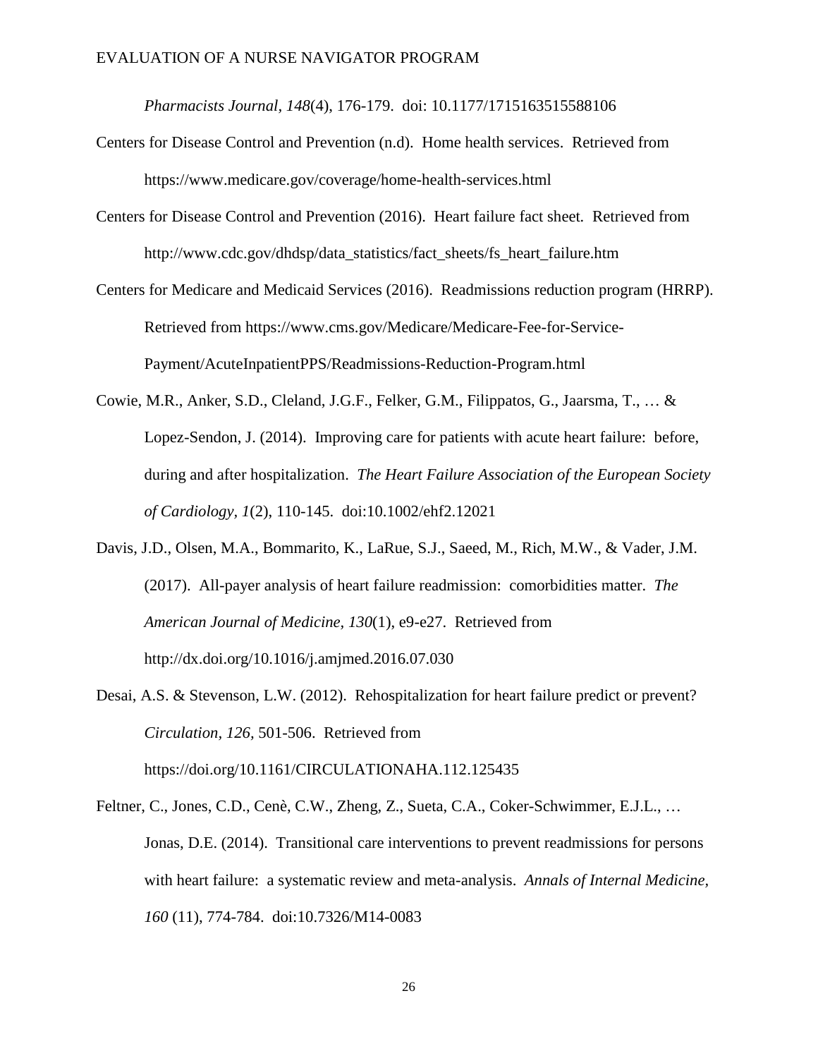*Pharmacists Journal, 148*(4), 176-179. doi: 10.1177/1715163515588106

Centers for Disease Control and Prevention (n.d). Home health services. Retrieved from https://www.medicare.gov/coverage/home-health-services.html

Centers for Disease Control and Prevention (2016). Heart failure fact sheet. Retrieved from http://www.cdc.gov/dhdsp/data_statistics/fact_sheets/fs_heart_failure.htm

Centers for Medicare and Medicaid Services (2016). Readmissions reduction program (HRRP). Retrieved from https://www.cms.gov/Medicare/Medicare-Fee-for-Service-Payment/AcuteInpatientPPS/Readmissions-Reduction-Program.html

Cowie, M.R., Anker, S.D., Cleland, J.G.F., Felker, G.M., Filippatos, G., Jaarsma, T., … & Lopez-Sendon, J. (2014). Improving care for patients with acute heart failure: before, during and after hospitalization. *The Heart Failure Association of the European Society of Cardiology, 1*(2), 110-145. doi:10.1002/ehf2.12021

Davis, J.D., Olsen, M.A., Bommarito, K., LaRue, S.J., Saeed, M., Rich, M.W., & Vader, J.M. (2017). All-payer analysis of heart failure readmission: comorbidities matter. *The American Journal of Medicine, 130*(1), e9-e27. Retrieved from http://dx.doi.org/10.1016/j.amjmed.2016.07.030

Desai, A.S. & Stevenson, L.W. (2012). Rehospitalization for heart failure predict or prevent? *Circulation*, *126*, 501-506. Retrieved from https://doi.org/10.1161/CIRCULATIONAHA.112.125435

Feltner, C., Jones, C.D., Cenè, C.W., Zheng, Z., Sueta, C.A., Coker-Schwimmer, E.J.L., … Jonas, D.E. (2014). Transitional care interventions to prevent readmissions for persons with heart failure: a systematic review and meta-analysis. *Annals of Internal Medicine, 160* (11), 774-784. doi:10.7326/M14-0083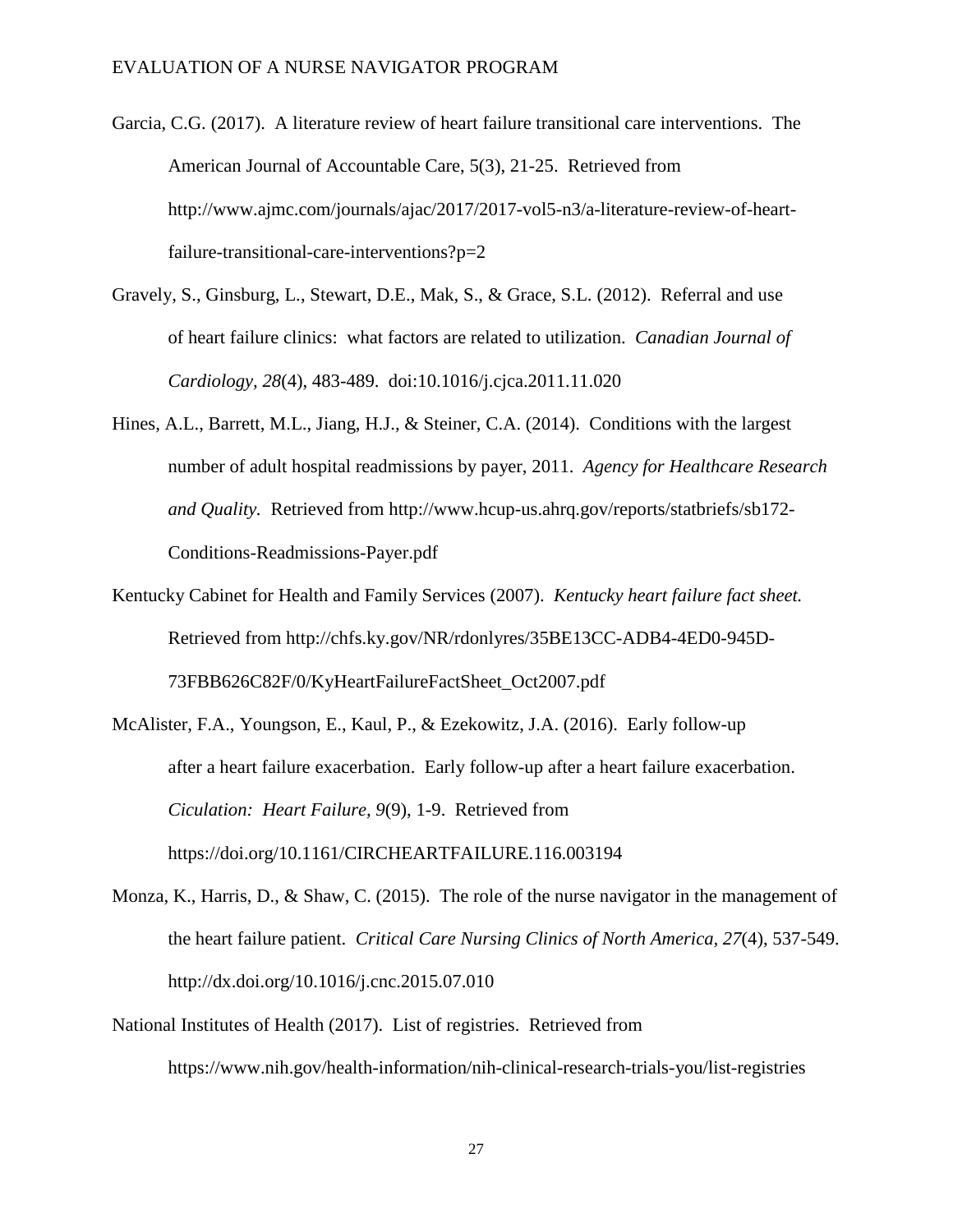Garcia, C.G. (2017). A literature review of heart failure transitional care interventions. The American Journal of Accountable Care, 5(3), 21-25. Retrieved from http://www.ajmc.com/journals/ajac/2017/2017-vol5-n3/a-literature-review-of-heart-failure-transitional-care-interventions?p=2

Gravely, S., Ginsburg, L., Stewart, D.E., Mak, S., & Grace, S.L. (2012). Referral and use of heart failure clinics: what factors are related to utilization. *Canadian Journal of Cardiology, 28*(4), 483-489. doi:10.1016/j.cjca.2011.11.020

Hines, A.L., Barrett, M.L., Jiang, H.J., & Steiner, C.A. (2014). Conditions with the largest number of adult hospital readmissions by payer, 2011. *Agency for Healthcare Research and Quality.* Retrieved from http://www.hcup-us.ahrq.gov/reports/statbriefs/sb172-Conditions-Readmissions-Payer.pdf

Kentucky Cabinet for Health and Family Services (2007). *Kentucky heart failure fact sheet.* Retrieved from http://chfs.ky.gov/NR/rdonlyres/35BE13CC-ADB4-4ED0-945D-73FBB626C82F/0/KyHeartFailureFactSheet_Oct2007.pdf

McAlister, F.A., Youngson, E., Kaul, P., & Ezekowitz, J.A. (2016). Early follow-up after a heart failure exacerbation. Early follow-up after a heart failure exacerbation. *Ciculation: Heart Failure, 9*(9), 1-9. Retrieved from https://doi.org/10.1161/CIRCHEARTFAILURE.116.003194

Monza, K., Harris, D., & Shaw, C. (2015). The role of the nurse navigator in the management of the heart failure patient. *Critical Care Nursing Clinics of North America, 27*(4), 537-549. http://dx.doi.org/10.1016/j.cnc.2015.07.010

National Institutes of Health (2017). List of registries. Retrieved from https://www.nih.gov/health-information/nih-clinical-research-trials-you/list-registries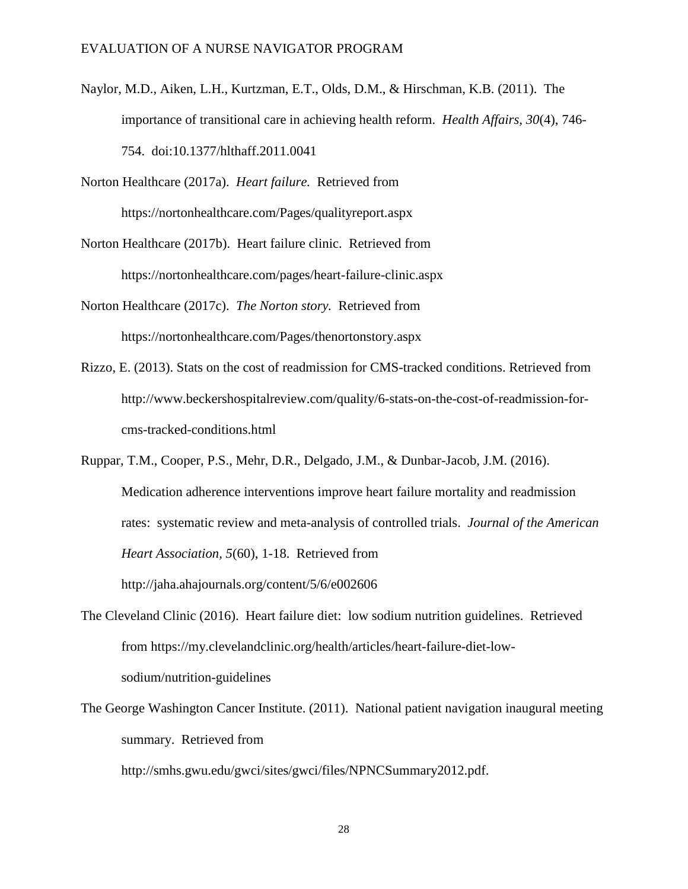Naylor, M.D., Aiken, L.H., Kurtzman, E.T., Olds, D.M., & Hirschman, K.B. (2011). The importance of transitional care in achieving health reform. *Health Affairs, 30*(4), 746-754. doi:10.1377/hlthaff.2011.0041

Norton Healthcare (2017a). *Heart failure.* Retrieved from https://nortonhealthcare.com/Pages/qualityreport.aspx

Norton Healthcare (2017b). Heart failure clinic. Retrieved from https://nortonhealthcare.com/pages/heart-failure-clinic.aspx

Norton Healthcare (2017c). *The Norton story.* Retrieved from https://nortonhealthcare.com/Pages/thenortonstory.aspx

Rizzo, E. (2013). Stats on the cost of readmission for CMS-tracked conditions. Retrieved from http://www.beckershospitalreview.com/quality/6-stats-on-the-cost-of-readmission-for-cms-tracked-conditions.html

Ruppar, T.M., Cooper, P.S., Mehr, D.R., Delgado, J.M., & Dunbar-Jacob, J.M. (2016). Medication adherence interventions improve heart failure mortality and readmission rates: systematic review and meta-analysis of controlled trials. *Journal of the American Heart Association, 5*(60), 1-18. Retrieved from http://jaha.ahajournals.org/content/5/6/e002606

The Cleveland Clinic (2016). Heart failure diet: low sodium nutrition guidelines. Retrieved from https://my.clevelandclinic.org/health/articles/heart-failure-diet-low-sodium/nutrition-guidelines

The George Washington Cancer Institute. (2011). National patient navigation inaugural meeting summary. Retrieved from http://smhs.gwu.edu/gwci/sites/gwci/files/NPNCSummary2012.pdf.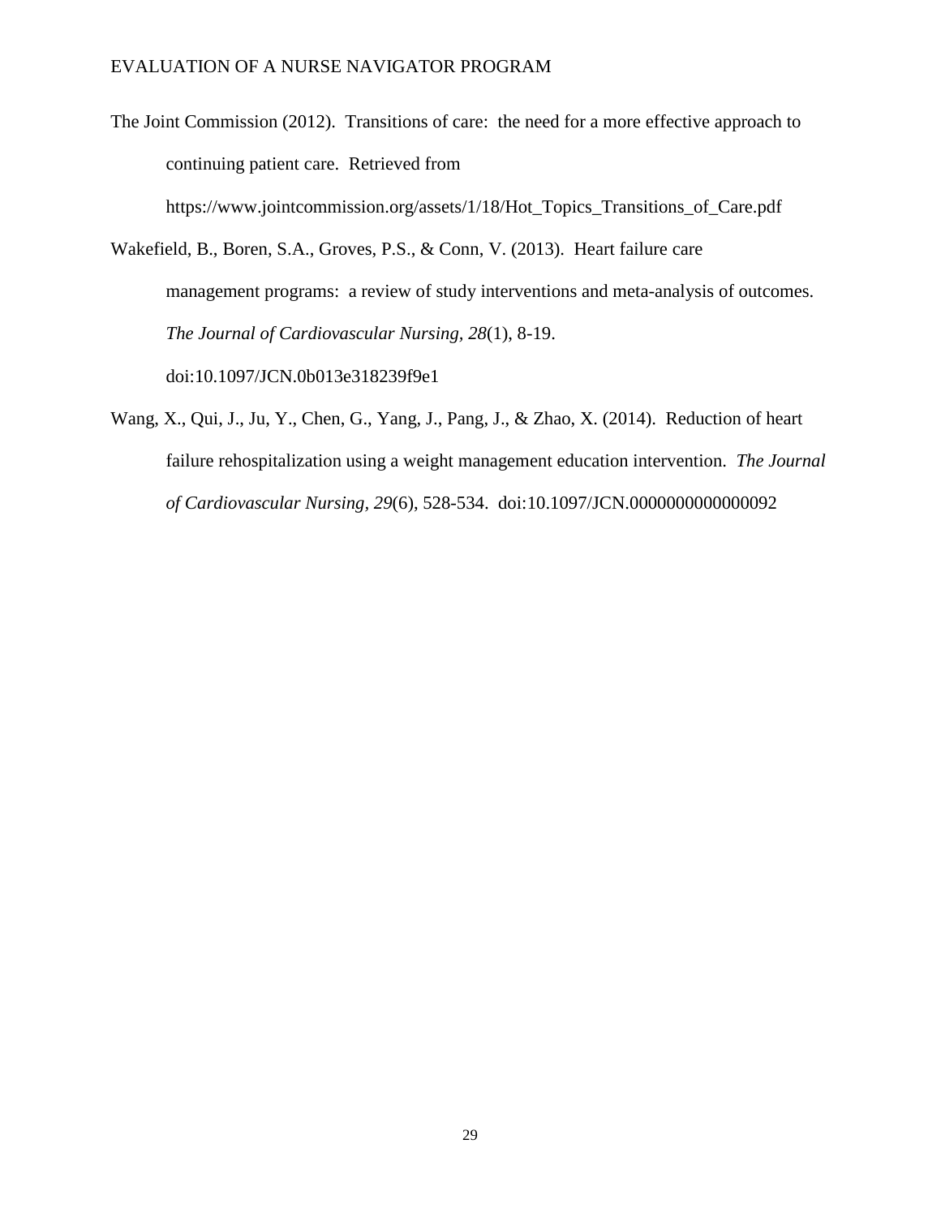The Joint Commission (2012). Transitions of care: the need for a more effective approach to continuing patient care. Retrieved from https://www.jointcommission.org/assets/1/18/Hot_Topics_Transitions_of_Care.pdf

Wakefield, B., Boren, S.A., Groves, P.S., & Conn, V. (2013). Heart failure care management programs: a review of study interventions and meta-analysis of outcomes. *The Journal of Cardiovascular Nursing*, *28*(1), 8-19. doi:10.1097/JCN.0b013e318239f9e1

Wang, X., Qui, J., Ju, Y., Chen, G., Yang, J., Pang, J., & Zhao, X. (2014). Reduction of heart failure rehospitalization using a weight management education intervention. *The Journal of Cardiovascular Nursing*, *29*(6), 528-534. doi:10.1097/JCN.0000000000000092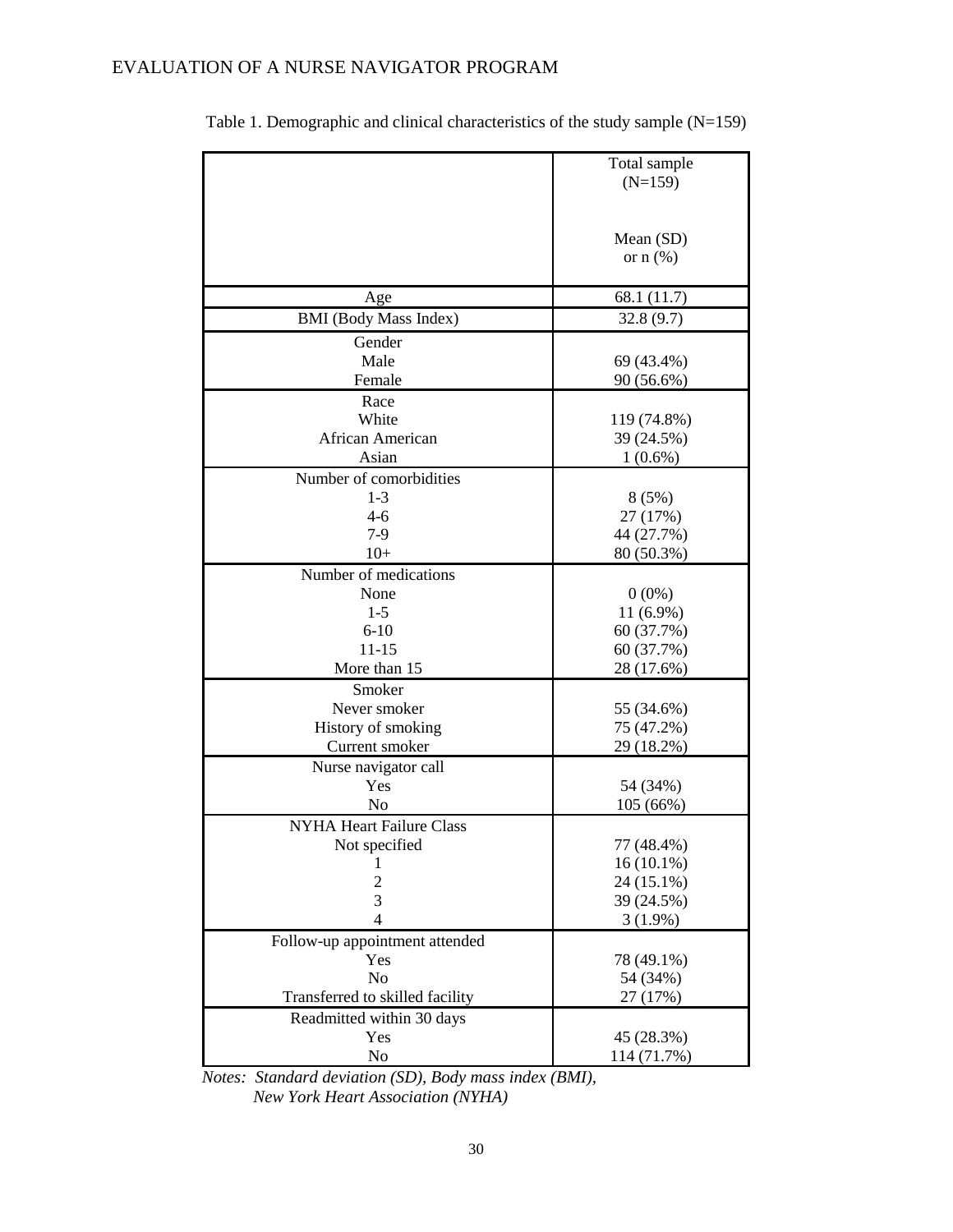Table 1. Demographic and clinical characteristics of the study sample (N=159)

| | Total sample (N=159)<br><br>Mean (SD) or n (%) |
|---|---|
| Age | 68.1 (11.7) |
| BMI (Body Mass Index) | 32.8 (9.7) |
| Gender | |
| Male | 69 (43.4%) |
| Female | 90 (56.6%) |
| Race | |
| White | 119 (74.8%) |
| African American | 39 (24.5%) |
| Asian | 1 (0.6%) |
| Number of comorbidities | |
| 1-3 | 8 (5%) |
| 4-6 | 27 (17%) |
| 7-9 | 44 (27.7%) |
| 10+ | 80 (50.3%) |
| Number of medications | |
| None | 0 (0%) |
| 1-5 | 11 (6.9%) |
| 6-10 | 60 (37.7%) |
| 11-15 | 60 (37.7%) |
| More than 15 | 28 (17.6%) |
| Smoker | |
| Never smoker | 55 (34.6%) |
| History of smoking | 75 (47.2%) |
| Current smoker | 29 (18.2%) |
| Nurse navigator call | |
| Yes | 54 (34%) |
| No | 105 (66%) |
| NYHA Heart Failure Class | |
| Not specified | 77 (48.4%) |
| 1 | 16 (10.1%) |
| 2 | 24 (15.1%) |
| 3 | 39 (24.5%) |
| 4 | 3 (1.9%) |
| Follow-up appointment attended | |
| Yes | 78 (49.1%) |
| No | 54 (34%) |
| Transferred to skilled facility | 27 (17%) |
| Readmitted within 30 days | |
| Yes | 45 (28.3%) |
| No | 114 (71.7%) |

*Notes: Standard deviation (SD), Body mass index (BMI), New York Heart Association (NYHA)*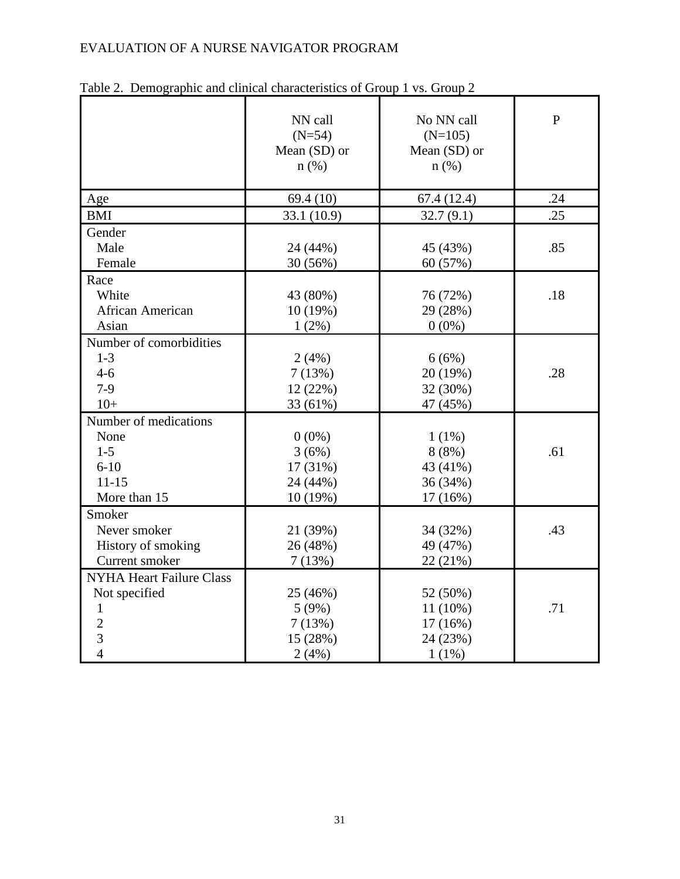Table 2. Demographic and clinical characteristics of Group 1 vs. Group 2

| | NN call (N=54) Mean (SD) or n (%) | No NN call (N=105) Mean (SD) or n (%) | P |
|---|---|---|---|
| Age | 69.4 (10) | 67.4 (12.4) | .24 |
| BMI | 33.1 (10.9) | 32.7 (9.1) | .25 |
| Gender | | | |
| Male | 24 (44%) | 45 (43%) | .85 |
| Female | 30 (56%) | 60 (57%) | |
| Race | | | |
| White | 43 (80%) | 76 (72%) | .18 |
| African American | 10 (19%) | 29 (28%) | |
| Asian | 1 (2%) | 0 (0%) | |
| Number of comorbidities | | | |
| 1-3 | 2 (4%) | 6 (6%) | |
| 4-6 | 7 (13%) | 20 (19%) | .28 |
| 7-9 | 12 (22%) | 32 (30%) | |
| 10+ | 33 (61%) | 47 (45%) | |
| Number of medications | | | |
| None | 0 (0%) | 1 (1%) | |
| 1-5 | 3 (6%) | 8 (8%) | .61 |
| 6-10 | 17 (31%) | 43 (41%) | |
| 11-15 | 24 (44%) | 36 (34%) | |
| More than 15 | 10 (19%) | 17 (16%) | |
| Smoker | | | |
| Never smoker | 21 (39%) | 34 (32%) | .43 |
| History of smoking | 26 (48%) | 49 (47%) | |
| Current smoker | 7 (13%) | 22 (21%) | |
| NYHA Heart Failure Class | | | |
| Not specified | 25 (46%) | 52 (50%) | |
| 1 | 5 (9%) | 11 (10%) | .71 |
| 2 | 7 (13%) | 17 (16%) | |
| 3 | 15 (28%) | 24 (23%) | |
| 4 | 2 (4%) | 1 (1%) | |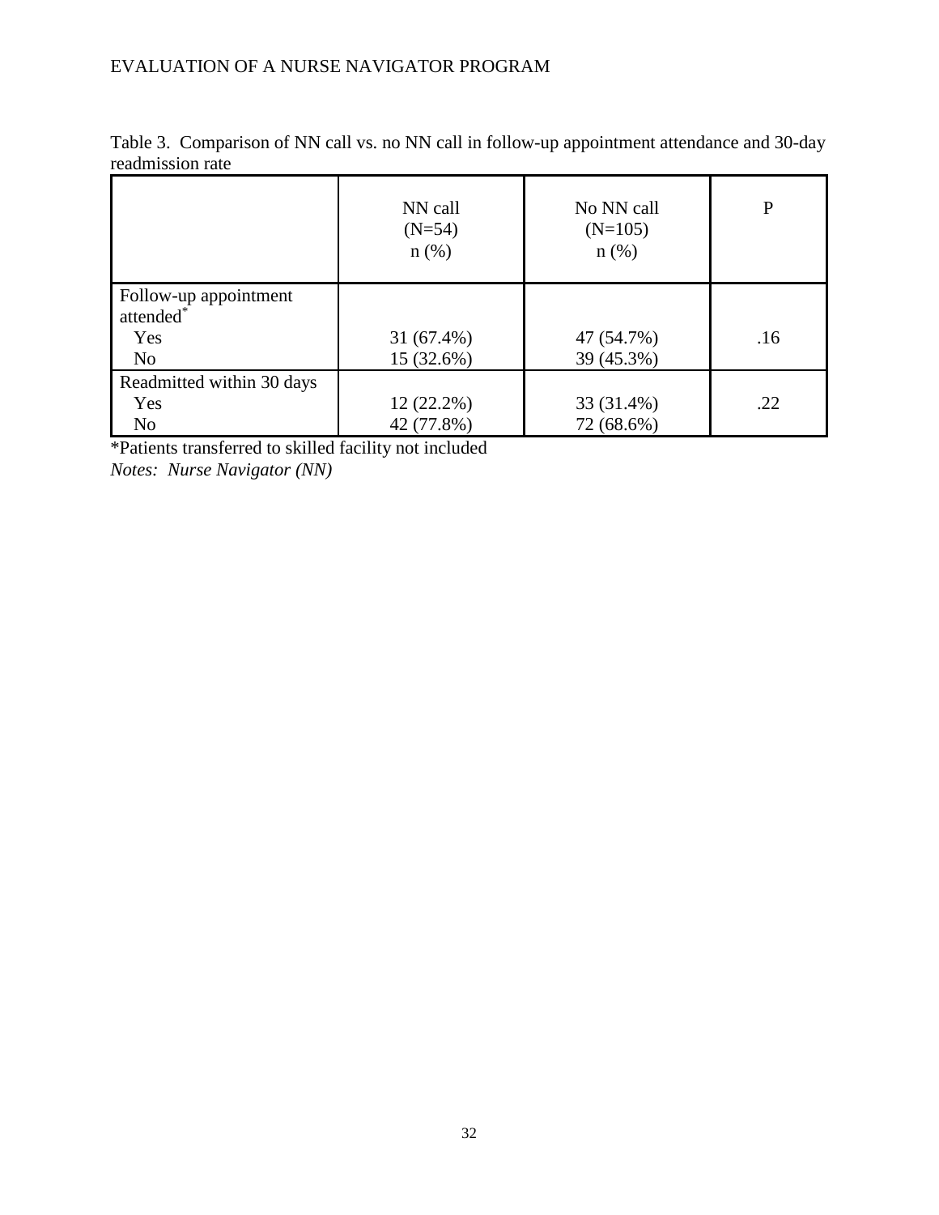Table 3. Comparison of NN call vs. no NN call in follow-up appointment attendance and 30-day readmission rate

| | NN call (N=54) n (%) | No NN call (N=105) n (%) | P |
|---|---|---|---|
| Follow-up appointment attended* | | | |
| Yes | 31 (67.4%) | 47 (54.7%) | .16 |
| No | 15 (32.6%) | 39 (45.3%) | |
| Readmitted within 30 days | | | |
| Yes | 12 (22.2%) | 33 (31.4%) | .22 |
| No | 42 (77.8%) | 72 (68.6%) | |

*Patients transferred to skilled facility not included

*Notes: Nurse Navigator (NN)*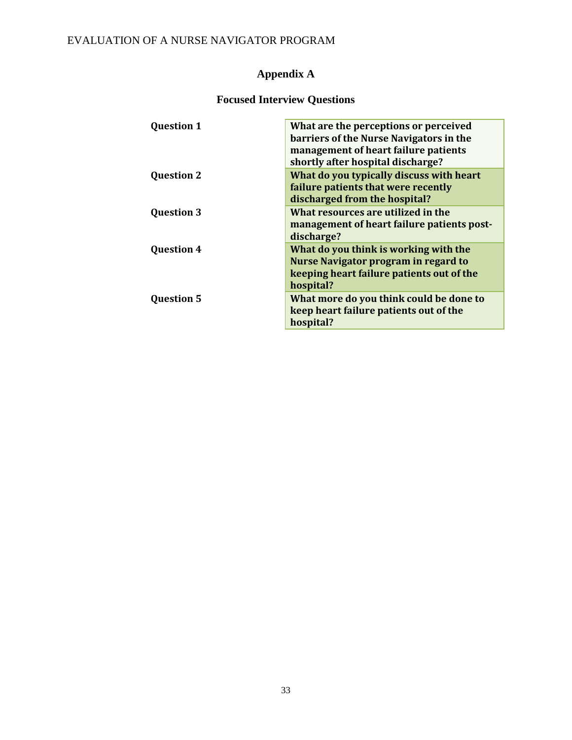# Appendix A

## Focused Interview Questions

| | |
|---|---|
| **Question 1** | **What are the perceptions or perceived barriers of the Nurse Navigators in the management of heart failure patients shortly after hospital discharge?** |
| **Question 2** | **What do you typically discuss with heart failure patients that were recently discharged from the hospital?** |
| **Question 3** | **What resources are utilized in the management of heart failure patients post-discharge?** |
| **Question 4** | **What do you think is working with the Nurse Navigator program in regard to keeping heart failure patients out of the hospital?** |
| **Question 5** | **What more do you think could be done to keep heart failure patients out of the hospital?** |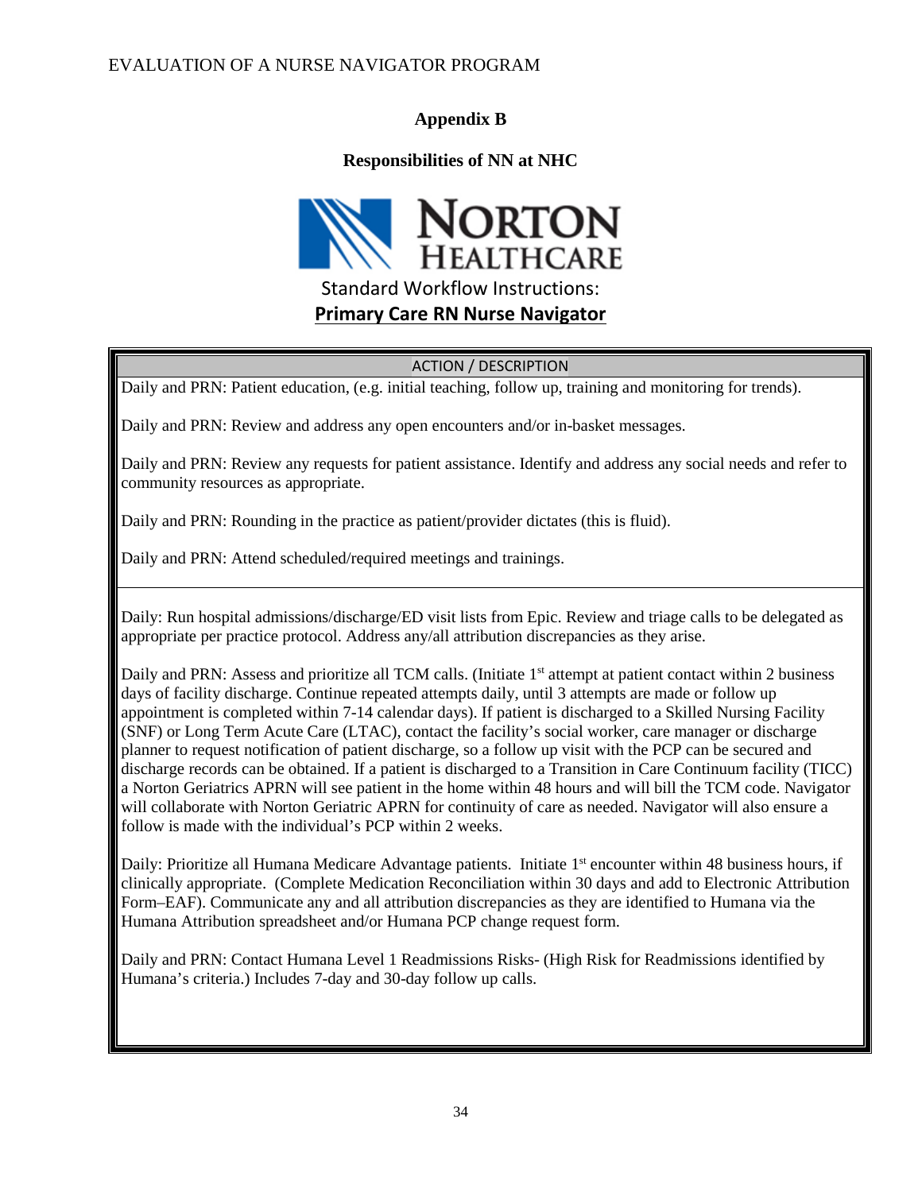## Appendix B

### Responsibilities of NN at NHC

NORTON HEALTHCARE

Standard Workflow Instructions:

**Primary Care RN Nurse Navigator**

| ACTION / DESCRIPTION |
|---|
| Daily and PRN: Patient education, (e.g. initial teaching, follow up, training and monitoring for trends).<br><br>Daily and PRN: Review and address any open encounters and/or in-basket messages.<br><br>Daily and PRN: Review any requests for patient assistance. Identify and address any social needs and refer to community resources as appropriate.<br><br>Daily and PRN: Rounding in the practice as patient/provider dictates (this is fluid).<br><br>Daily and PRN: Attend scheduled/required meetings and trainings. |
| Daily: Run hospital admissions/discharge/ED visit lists from Epic. Review and triage calls to be delegated as appropriate per practice protocol. Address any/all attribution discrepancies as they arise.<br><br>Daily and PRN: Assess and prioritize all TCM calls. (Initiate 1st attempt at patient contact within 2 business days of facility discharge. Continue repeated attempts daily, until 3 attempts are made or follow up appointment is completed within 7-14 calendar days). If patient is discharged to a Skilled Nursing Facility (SNF) or Long Term Acute Care (LTAC), contact the facility's social worker, care manager or discharge planner to request notification of patient discharge, so a follow up visit with the PCP can be secured and discharge records can be obtained. If a patient is discharged to a Transition in Care Continuum facility (TICC) a Norton Geriatrics APRN will see patient in the home within 48 hours and will bill the TCM code. Navigator will collaborate with Norton Geriatric APRN for continuity of care as needed. Navigator will also ensure a follow is made with the individual's PCP within 2 weeks.<br><br>Daily: Prioritize all Humana Medicare Advantage patients. Initiate 1st encounter within 48 business hours, if clinically appropriate. (Complete Medication Reconciliation within 30 days and add to Electronic Attribution Form–EAF). Communicate any and all attribution discrepancies as they are identified to Humana via the Humana Attribution spreadsheet and/or Humana PCP change request form.<br><br>Daily and PRN: Contact Humana Level 1 Readmissions Risks- (High Risk for Readmissions identified by Humana's criteria.) Includes 7-day and 30-day follow up calls. |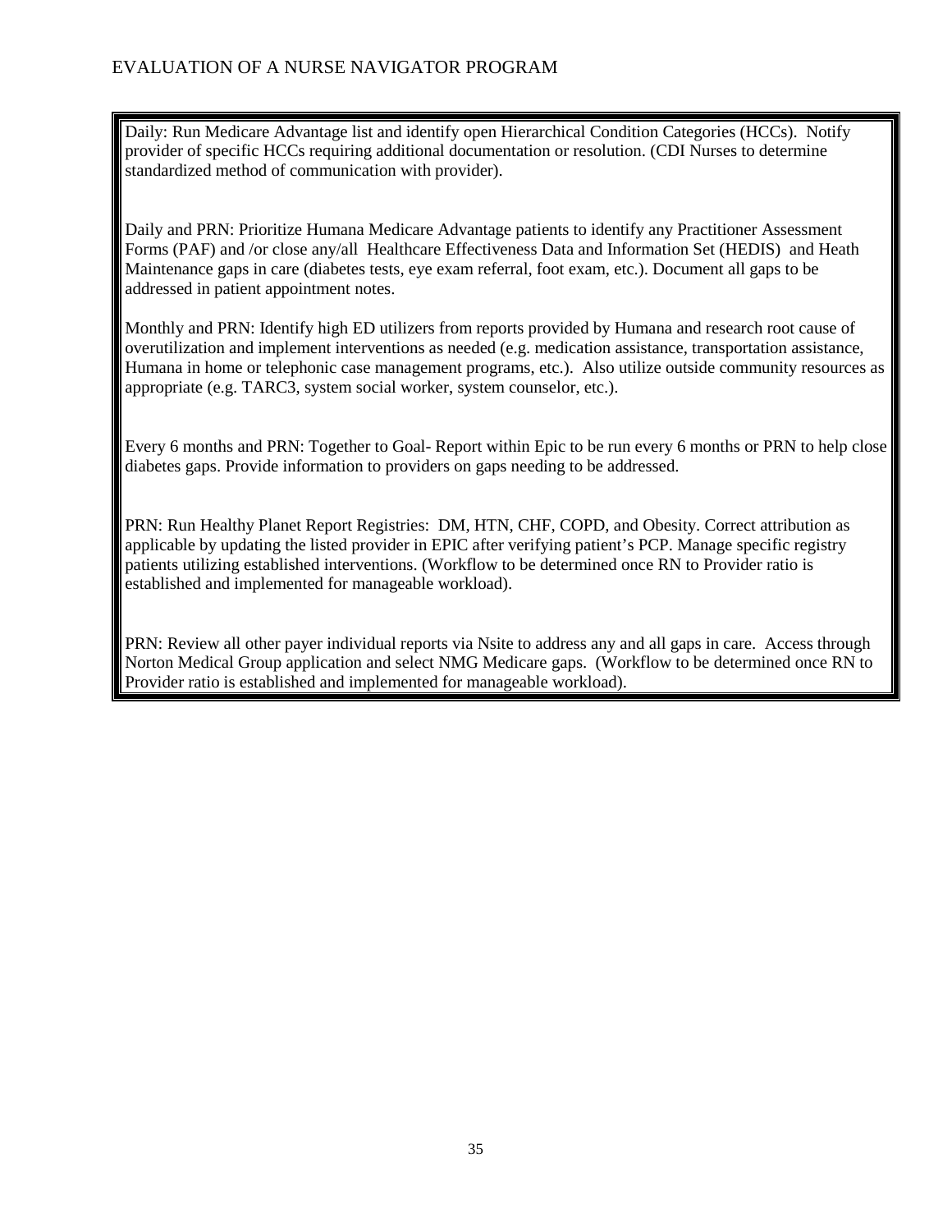Daily: Run Medicare Advantage list and identify open Hierarchical Condition Categories (HCCs). Notify provider of specific HCCs requiring additional documentation or resolution. (CDI Nurses to determine standardized method of communication with provider).

Daily and PRN: Prioritize Humana Medicare Advantage patients to identify any Practitioner Assessment Forms (PAF) and /or close any/all Healthcare Effectiveness Data and Information Set (HEDIS) and Heath Maintenance gaps in care (diabetes tests, eye exam referral, foot exam, etc.). Document all gaps to be addressed in patient appointment notes.

Monthly and PRN: Identify high ED utilizers from reports provided by Humana and research root cause of overutilization and implement interventions as needed (e.g. medication assistance, transportation assistance, Humana in home or telephonic case management programs, etc.). Also utilize outside community resources as appropriate (e.g. TARC3, system social worker, system counselor, etc.).

Every 6 months and PRN: Together to Goal- Report within Epic to be run every 6 months or PRN to help close diabetes gaps. Provide information to providers on gaps needing to be addressed.

PRN: Run Healthy Planet Report Registries: DM, HTN, CHF, COPD, and Obesity. Correct attribution as applicable by updating the listed provider in EPIC after verifying patient's PCP. Manage specific registry patients utilizing established interventions. (Workflow to be determined once RN to Provider ratio is established and implemented for manageable workload).

PRN: Review all other payer individual reports via Nsite to address any and all gaps in care. Access through Norton Medical Group application and select NMG Medicare gaps. (Workflow to be determined once RN to Provider ratio is established and implemented for manageable workload).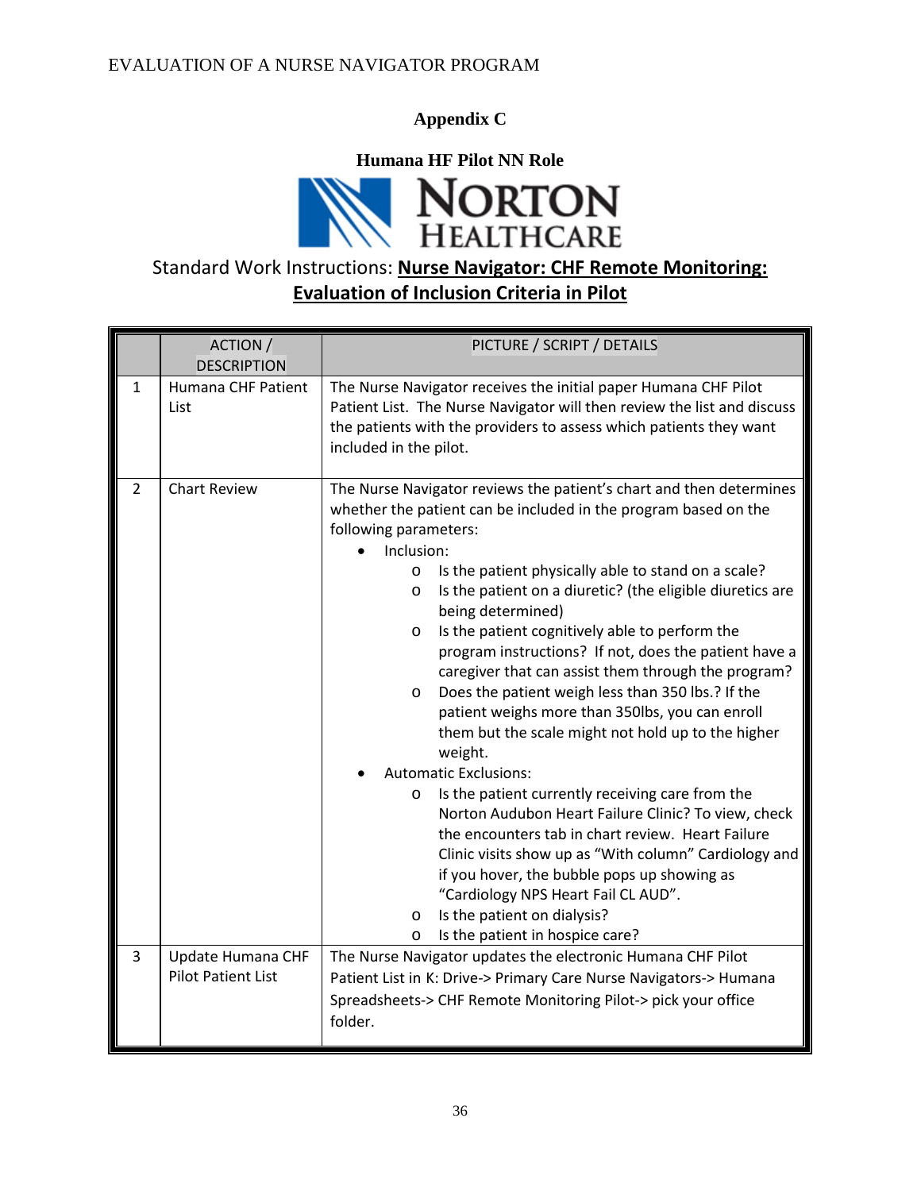## Appendix C

### Humana HF Pilot NN Role

NORTON HEALTHCARE

Standard Work Instructions: **Nurse Navigator: CHF Remote Monitoring: Evaluation of Inclusion Criteria in Pilot**

| | ACTION / DESCRIPTION | PICTURE / SCRIPT / DETAILS |
|---|---|---|
| 1 | Humana CHF Patient List | The Nurse Navigator receives the initial paper Humana CHF Pilot Patient List. The Nurse Navigator will then review the list and discuss the patients with the providers to assess which patients they want included in the pilot. |
| 2 | Chart Review | The Nurse Navigator reviews the patient's chart and then determines whether the patient can be included in the program based on the following parameters:<br>• Inclusion:<br>  o Is the patient physically able to stand on a scale?<br>  o Is the patient on a diuretic? (the eligible diuretics are being determined)<br>  o Is the patient cognitively able to perform the program instructions? If not, does the patient have a caregiver that can assist them through the program?<br>  o Does the patient weigh less than 350 lbs.? If the patient weighs more than 350lbs, you can enroll them but the scale might not hold up to the higher weight.<br>• Automatic Exclusions:<br>  o Is the patient currently receiving care from the Norton Audubon Heart Failure Clinic? To view, check the encounters tab in chart review. Heart Failure Clinic visits show up as "With column" Cardiology and if you hover, the bubble pops up showing as "Cardiology NPS Heart Fail CL AUD".<br>  o Is the patient on dialysis?<br>  o Is the patient in hospice care? |
| 3 | Update Humana CHF Pilot Patient List | The Nurse Navigator updates the electronic Humana CHF Pilot Patient List in K: Drive-> Primary Care Nurse Navigators-> Humana Spreadsheets-> CHF Remote Monitoring Pilot-> pick your office folder. |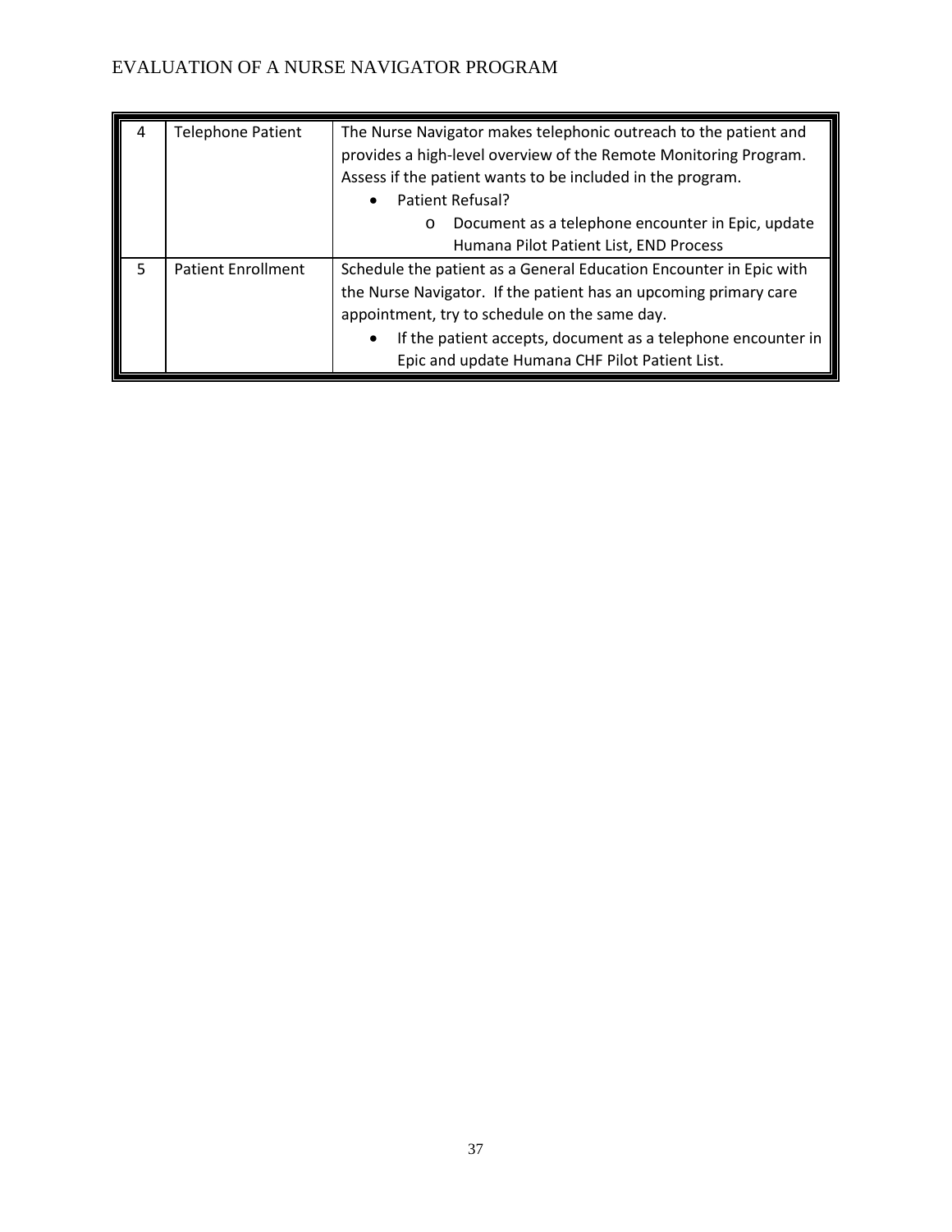| 4 | Telephone Patient | The Nurse Navigator makes telephonic outreach to the patient and provides a high-level overview of the Remote Monitoring Program. Assess if the patient wants to be included in the program.<br>• Patient Refusal?<br>  o Document as a telephone encounter in Epic, update Humana Pilot Patient List, END Process |
|---|---|---|
| 5 | Patient Enrollment | Schedule the patient as a General Education Encounter in Epic with the Nurse Navigator. If the patient has an upcoming primary care appointment, try to schedule on the same day.<br>• If the patient accepts, document as a telephone encounter in Epic and update Humana CHF Pilot Patient List. |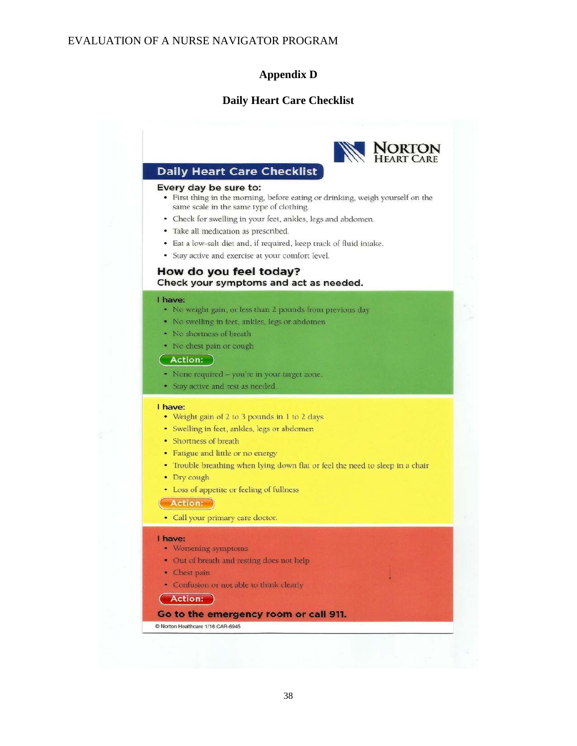## Appendix D

## Daily Heart Care Checklist

NORTON HEART CARE

### Daily Heart Care Checklist

**Every day be sure to:**

- First thing in the morning, before eating or drinking, weigh yourself on the same scale in the same type of clothing
- Check for swelling in your feet, ankles, legs and abdomen.
- Take all medication as prescribed.
- Eat a low-salt diet and, if required, keep track of fluid intake.
- Stay active and exercise at your comfort level.

**How do you feel today?**
**Check your symptoms and act as needed.**

**I have:**

- No weight gain, or less than 2 pounds from previous day
- No swelling in feet, ankles, legs or abdomen
- No shortness of breath
- No chest pain or cough

**Action:**

- None required – you're in your target zone.
- Stay active and rest as needed.

**I have:**

- Weight gain of 2 to 3 pounds in 1 to 2 days
- Swelling in feet, ankles, legs or abdomen
- Shortness of breath
- Fatigue and little or no energy
- Trouble breathing when lying down flat or feel the need to sleep in a chair
- Dry cough
- Loss of appetite or feeling of fullness

**Action:**

- Call your primary care doctor.

**I have:**

- Worsening symptoms
- Out of breath and resting does not help
- Chest pain
- Confusion or not able to think clearly

**Action:**

**Go to the emergency room or call 911.**

© Norton Healthcare 1/16 CAR-6945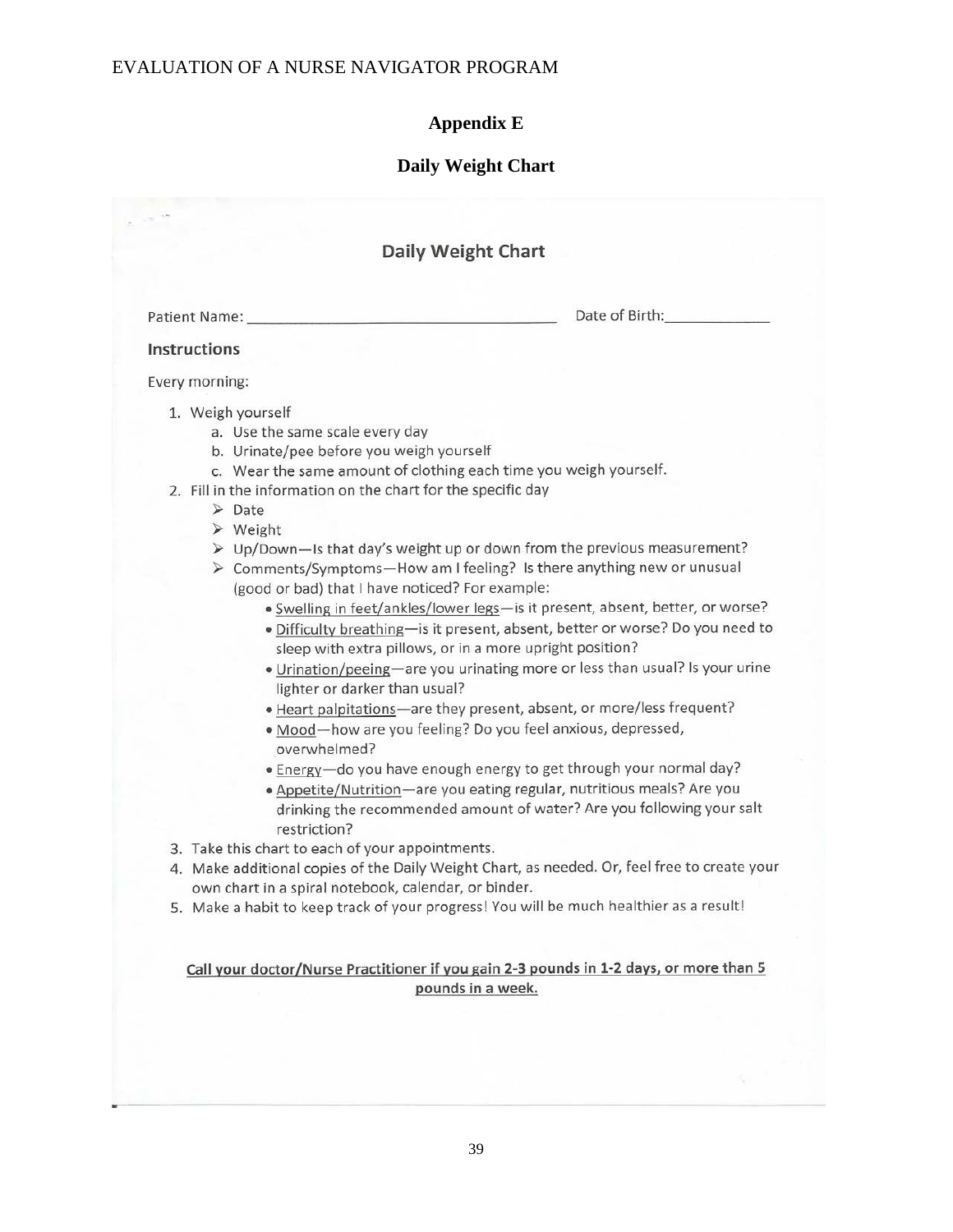## Appendix E

### Daily Weight Chart

### Daily Weight Chart

Patient Name: ______________________________________ Date of Birth: _____________

**Instructions**

Every morning:

1. Weigh yourself
   a. Use the same scale every day
   b. Urinate/pee before you weigh yourself
   c. Wear the same amount of clothing each time you weigh yourself.
2. Fill in the information on the chart for the specific day
   - Date
   - Weight
   - Up/Down—Is that day's weight up or down from the previous measurement?
   - Comments/Symptoms—How am I feeling? Is there anything new or unusual (good or bad) that I have noticed? For example:
     - Swelling in feet/ankles/lower legs—is it present, absent, better, or worse?
     - Difficulty breathing—is it present, absent, better or worse? Do you need to sleep with extra pillows, or in a more upright position?
     - Urination/peeing—are you urinating more or less than usual? Is your urine lighter or darker than usual?
     - Heart palpitations—are they present, absent, or more/less frequent?
     - Mood—how are you feeling? Do you feel anxious, depressed, overwhelmed?
     - Energy—do you have enough energy to get through your normal day?
     - Appetite/Nutrition—are you eating regular, nutritious meals? Are you drinking the recommended amount of water? Are you following your salt restriction?
3. Take this chart to each of your appointments.
4. Make additional copies of the Daily Weight Chart, as needed. Or, feel free to create your own chart in a spiral notebook, calendar, or binder.
5. Make a habit to keep track of your progress! You will be much healthier as a result!

**Call your doctor/Nurse Practitioner if you gain 2-3 pounds in 1-2 days, or more than 5 pounds in a week.**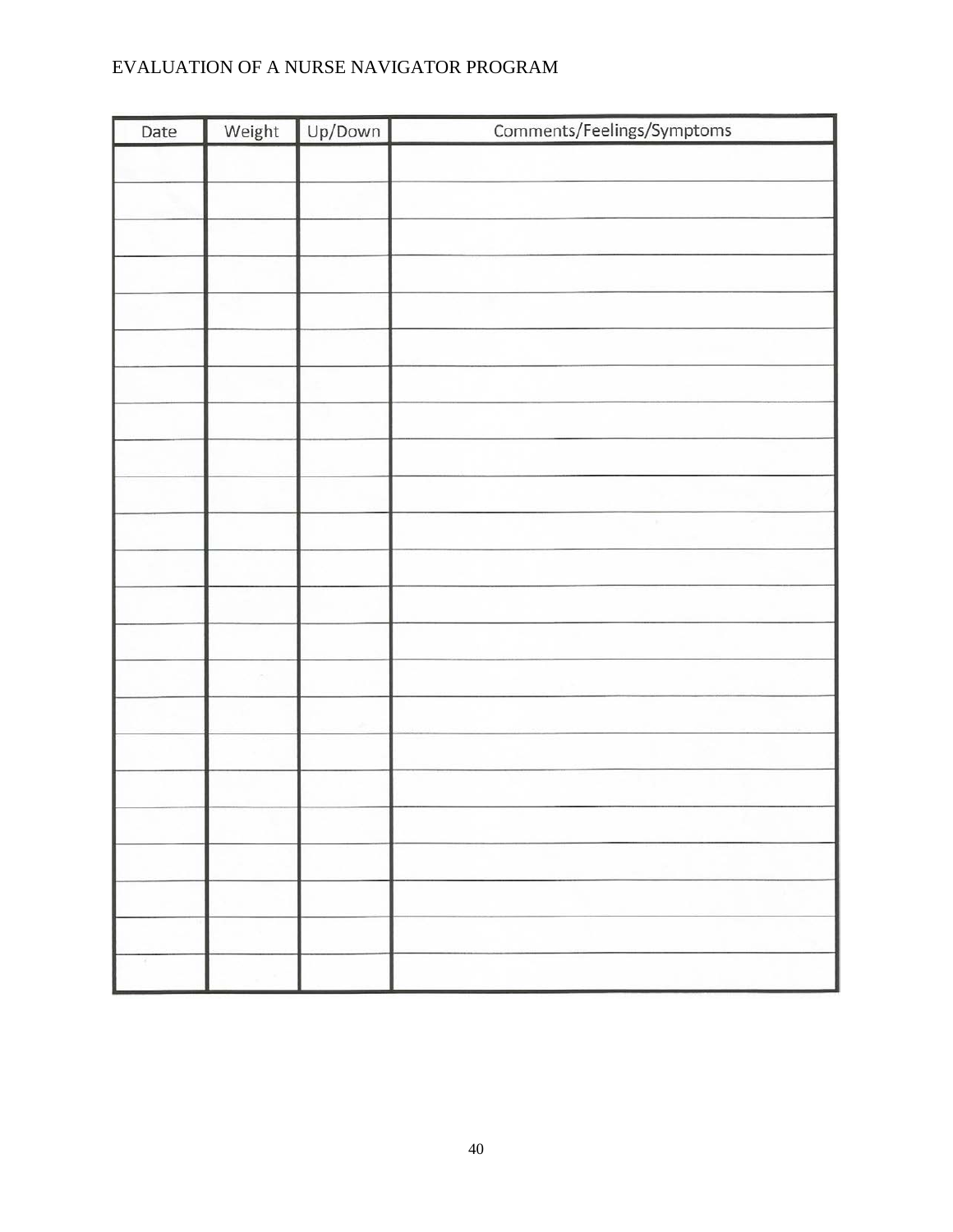| Date | Weight | Up/Down | Comments/Feelings/Symptoms |
|---|---|---|---|
| | | | |
| | | | |
| | | | |
| | | | |
| | | | |
| | | | |
| | | | |
| | | | |
| | | | |
| | | | |
| | | | |
| | | | |
| | | | |
| | | | |
| | | | |
| | | | |
| | | | |
| | | | |
| | | | |
| | | | |
| | | | |
| | | | |
| | | | |